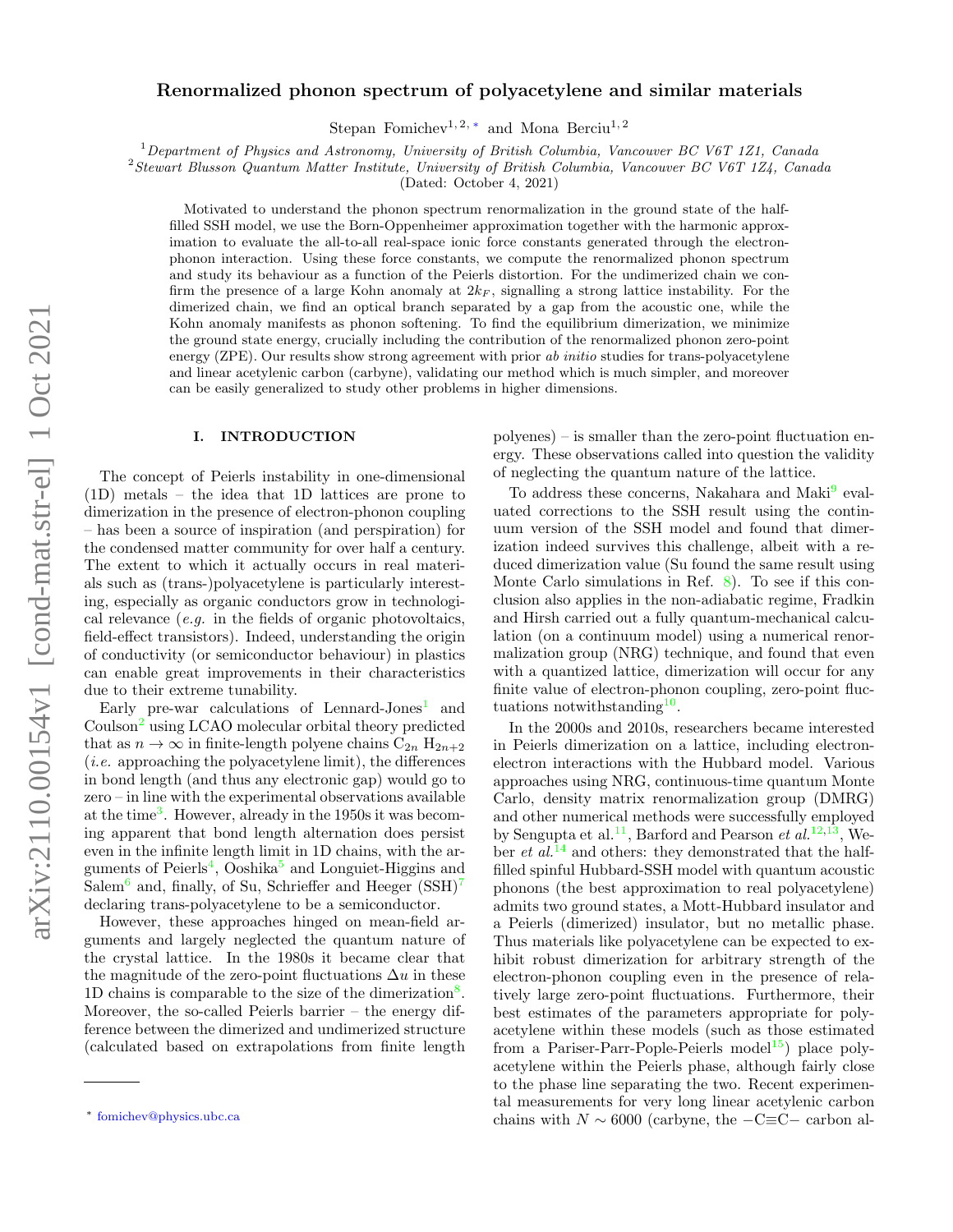# Renormalized phonon spectrum of polyacetylene and similar materials

Stepan Fomichev[1,2,*] and Mona Berciu[1,2]

[1] *Department of Physics and Astronomy, University of British Columbia, Vancouver BC V6T 1Z1, Canada*
[2] *Stewart Blusson Quantum Matter Institute, University of British Columbia, Vancouver BC V6T 1Z4, Canada*
(Dated: October 4, 2021)

Motivated to understand the phonon spectrum renormalization in the ground state of the half-filled SSH model, we use the Born-Oppenheimer approximation together with the harmonic approximation to evaluate the all-to-all real-space ionic force constants generated through the electron-phonon interaction. Using these force constants, we compute the renormalized phonon spectrum and study its behaviour as a function of the Peierls distortion. For the undimerized chain we confirm the presence of a large Kohn anomaly at $2k_F$, signalling a strong lattice instability. For the dimerized chain, we find an optical branch separated by a gap from the acoustic one, while the Kohn anomaly manifests as phonon softening. To find the equilibrium dimerization, we minimize the ground state energy, crucially including the contribution of the renormalized phonon zero-point energy (ZPE). Our results show strong agreement with prior *ab initio* studies for trans-polyacetylene and linear acetylenic carbon (carbyne), validating our method which is much simpler, and moreover can be easily generalized to study other problems in higher dimensions.

## I. INTRODUCTION

The concept of Peierls instability in one-dimensional (1D) metals – the idea that 1D lattices are prone to dimerization in the presence of electron-phonon coupling – has been a source of inspiration (and perspiration) for the condensed matter community for over half a century. The extent to which it actually occurs in real materials such as (trans-)polyacetylene is particularly interesting, especially as organic conductors grow in technological relevance (*e.g.* in the fields of organic photovoltaics, field-effect transistors). Indeed, understanding the origin of conductivity (or semiconductor behaviour) in plastics can enable great improvements in their characteristics due to their extreme tunability.

Early pre-war calculations of Lennard-Jones[1] and Coulson[2] using LCAO molecular orbital theory predicted that as $n \to \infty$ in finite-length polyene chains $C_{2n}$ $H_{2n+2}$ (*i.e.* approaching the polyacetylene limit), the differences in bond length (and thus any electronic gap) would go to zero – in line with the experimental observations available at the time[3]. However, already in the 1950s it was becoming apparent that bond length alternation does persist even in the infinite length limit in 1D chains, with the arguments of Peierls[4], Ooshika[5] and Longuet-Higgins and Salem[6] and, finally, of Su, Schrieffer and Heeger (SSH)[7] declaring trans-polyacetylene to be a semiconductor.

However, these approaches hinged on mean-field arguments and largely neglected the quantum nature of the crystal lattice. In the 1980s it became clear that the magnitude of the zero-point fluctuations $\Delta u$ in these 1D chains is comparable to the size of the dimerization[8]. Moreover, the so-called Peierls barrier – the energy difference between the dimerized and undimerized structure (calculated based on extrapolations from finite length polyenes) – is smaller than the zero-point fluctuation energy. These observations called into question the validity of neglecting the quantum nature of the lattice.

To address these concerns, Nakahara and Maki[9] evaluated corrections to the SSH result using the continuum version of the SSH model and found that dimerization indeed survives this challenge, albeit with a reduced dimerization value (Su found the same result using Monte Carlo simulations in Ref. [8]). To see if this conclusion also applies in the non-adiabatic regime, Fradkin and Hirsh carried out a fully quantum-mechanical calculation (on a continuum model) using a numerical renormalization group (NRG) technique, and found that even with a quantized lattice, dimerization will occur for any finite value of electron-phonon coupling, zero-point fluctuations notwithstanding[10].

In the 2000s and 2010s, researchers became interested in Peierls dimerization on a lattice, including electron-electron interactions with the Hubbard model. Various approaches using NRG, continuous-time quantum Monte Carlo, density matrix renormalization group (DMRG) and other numerical methods were successfully employed by Sengupta et al.[11], Barford and Pearson *et al.*[12,13], Weber *et al.*[14] and others: they demonstrated that the half-filled spinful Hubbard-SSH model with quantum acoustic phonons (the best approximation to real polyacetylene) admits two ground states, a Mott-Hubbard insulator and a Peierls (dimerized) insulator, but no metallic phase. Thus materials like polyacetylene can be expected to exhibit robust dimerization for arbitrary strength of the electron-phonon coupling even in the presence of relatively large zero-point fluctuations. Furthermore, their best estimates of the parameters appropriate for polyacetylene within these models (such as those estimated from a Pariser-Parr-Pople-Peierls model[15]) place polyacetylene within the Peierls phase, although fairly close to the phase line separating the two. Recent experimental measurements for very long linear acetylenic carbon chains with $N \sim 6000$ (carbyne, the $-C{\equiv}C-$ carbon al-

[*] fomichev@physics.ubc.ca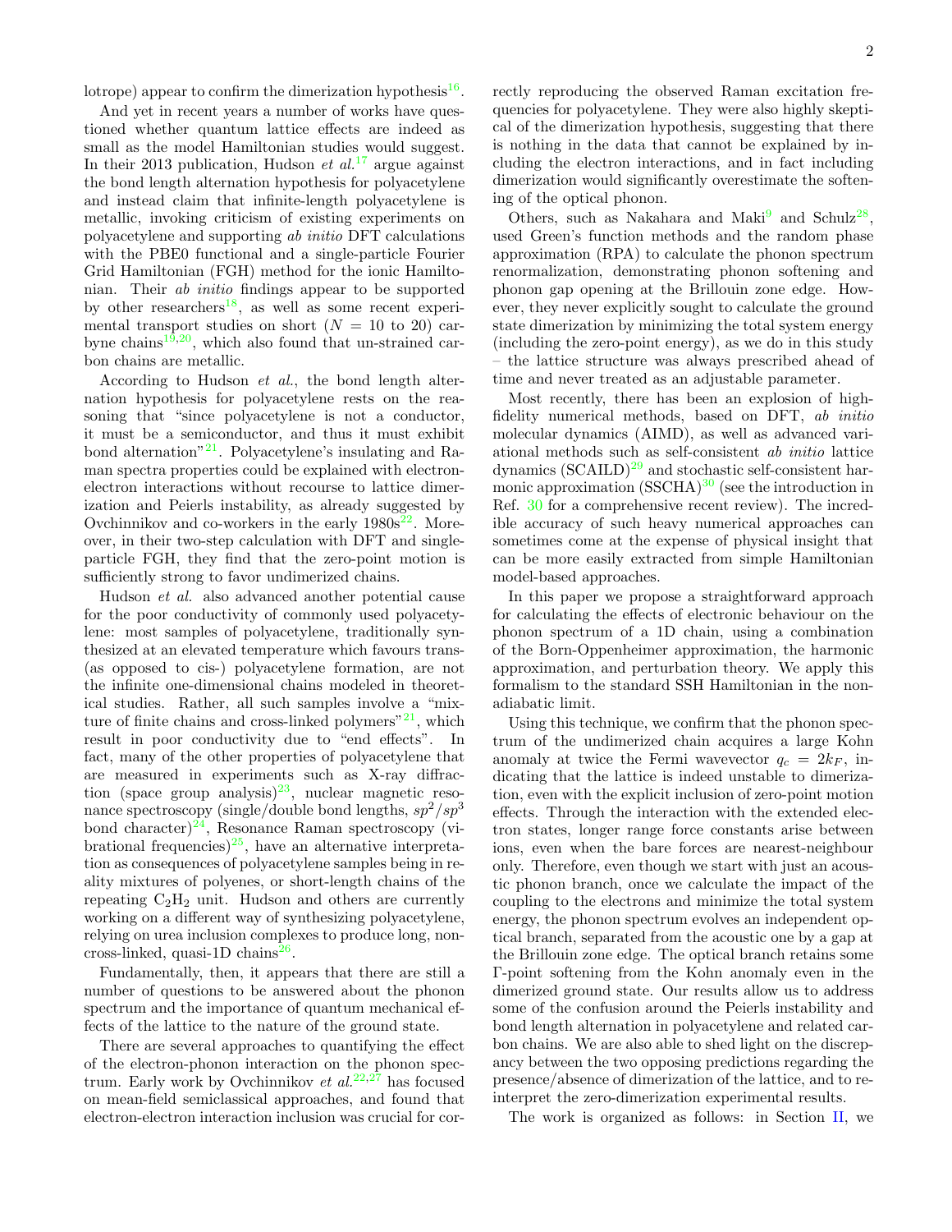lotrope) appear to confirm the dimerization hypothesis[16].

And yet in recent years a number of works have questioned whether quantum lattice effects are indeed as small as the model Hamiltonian studies would suggest. In their 2013 publication, Hudson *et al.*[17] argue against the bond length alternation hypothesis for polyacetylene and instead claim that infinite-length polyacetylene is metallic, invoking criticism of existing experiments on polyacetylene and supporting *ab initio* DFT calculations with the PBE0 functional and a single-particle Fourier Grid Hamiltonian (FGH) method for the ionic Hamiltonian. Their *ab initio* findings appear to be supported by other researchers[18], as well as some recent experimental transport studies on short ($N = 10$ to 20) carbyne chains[19,20], which also found that un-strained carbon chains are metallic.

According to Hudson *et al.*, the bond length alternation hypothesis for polyacetylene rests on the reasoning that "since polyacetylene is not a conductor, it must be a semiconductor, and thus it must exhibit bond alternation"[21]. Polyacetylene's insulating and Raman spectra properties could be explained with electron-electron interactions without recourse to lattice dimerization and Peierls instability, as already suggested by Ovchinnikov and co-workers in the early 1980s[22]. Moreover, in their two-step calculation with DFT and single-particle FGH, they find that the zero-point motion is sufficiently strong to favor undimerized chains.

Hudson *et al.* also advanced another potential cause for the poor conductivity of commonly used polyacetylene: most samples of polyacetylene, traditionally synthesized at an elevated temperature which favours trans- (as opposed to cis-) polyacetylene formation, are not the infinite one-dimensional chains modeled in theoretical studies. Rather, all such samples involve a "mixture of finite chains and cross-linked polymers"[21], which result in poor conductivity due to "end effects". In fact, many of the other properties of polyacetylene that are measured in experiments such as X-ray diffraction (space group analysis)[23], nuclear magnetic resonance spectroscopy (single/double bond lengths, $sp^2/sp^3$ bond character)[24], Resonance Raman spectroscopy (vibrational frequencies)[25], have an alternative interpretation as consequences of polyacetylene samples being in reality mixtures of polyenes, or short-length chains of the repeating $C_2H_2$ unit. Hudson and others are currently working on a different way of synthesizing polyacetylene, relying on urea inclusion complexes to produce long, non-cross-linked, quasi-1D chains[26].

Fundamentally, then, it appears that there are still a number of questions to be answered about the phonon spectrum and the importance of quantum mechanical effects of the lattice to the nature of the ground state.

There are several approaches to quantifying the effect of the electron-phonon interaction on the phonon spectrum. Early work by Ovchinnikov *et al.*[22,27] has focused on mean-field semiclassical approaches, and found that electron-electron interaction inclusion was crucial for correctly reproducing the observed Raman excitation frequencies for polyacetylene. They were also highly skeptical of the dimerization hypothesis, suggesting that there is nothing in the data that cannot be explained by including the electron interactions, and in fact including dimerization would significantly overestimate the softening of the optical phonon.

Others, such as Nakahara and Maki[9] and Schulz[28], used Green's function methods and the random phase approximation (RPA) to calculate the phonon spectrum renormalization, demonstrating phonon softening and phonon gap opening at the Brillouin zone edge. However, they never explicitly sought to calculate the ground state dimerization by minimizing the total system energy (including the zero-point energy), as we do in this study – the lattice structure was always prescribed ahead of time and never treated as an adjustable parameter.

Most recently, there has been an explosion of high-fidelity numerical methods, based on DFT, *ab initio* molecular dynamics (AIMD), as well as advanced variational methods such as self-consistent *ab initio* lattice dynamics (SCAILD)[29] and stochastic self-consistent harmonic approximation (SSCHA)[30] (see the introduction in Ref. 30 for a comprehensive recent review). The incredible accuracy of such heavy numerical approaches can sometimes come at the expense of physical insight that can be more easily extracted from simple Hamiltonian model-based approaches.

In this paper we propose a straightforward approach for calculating the effects of electronic behaviour on the phonon spectrum of a 1D chain, using a combination of the Born-Oppenheimer approximation, the harmonic approximation, and perturbation theory. We apply this formalism to the standard SSH Hamiltonian in the non-adiabatic limit.

Using this technique, we confirm that the phonon spectrum of the undimerized chain acquires a large Kohn anomaly at twice the Fermi wavevector $q_c = 2k_F$, indicating that the lattice is indeed unstable to dimerization, even with the explicit inclusion of zero-point motion effects. Through the interaction with the extended electron states, longer range force constants arise between ions, even when the bare forces are nearest-neighbour only. Therefore, even though we start with just an acoustic phonon branch, once we calculate the impact of the coupling to the electrons and minimize the total system energy, the phonon spectrum evolves an independent optical branch, separated from the acoustic one by a gap at the Brillouin zone edge. The optical branch retains some Γ-point softening from the Kohn anomaly even in the dimerized ground state. Our results allow us to address some of the confusion around the Peierls instability and bond length alternation in polyacetylene and related carbon chains. We are also able to shed light on the discrepancy between the two opposing predictions regarding the presence/absence of dimerization of the lattice, and to reinterpret the zero-dimerization experimental results.

The work is organized as follows: in Section II, we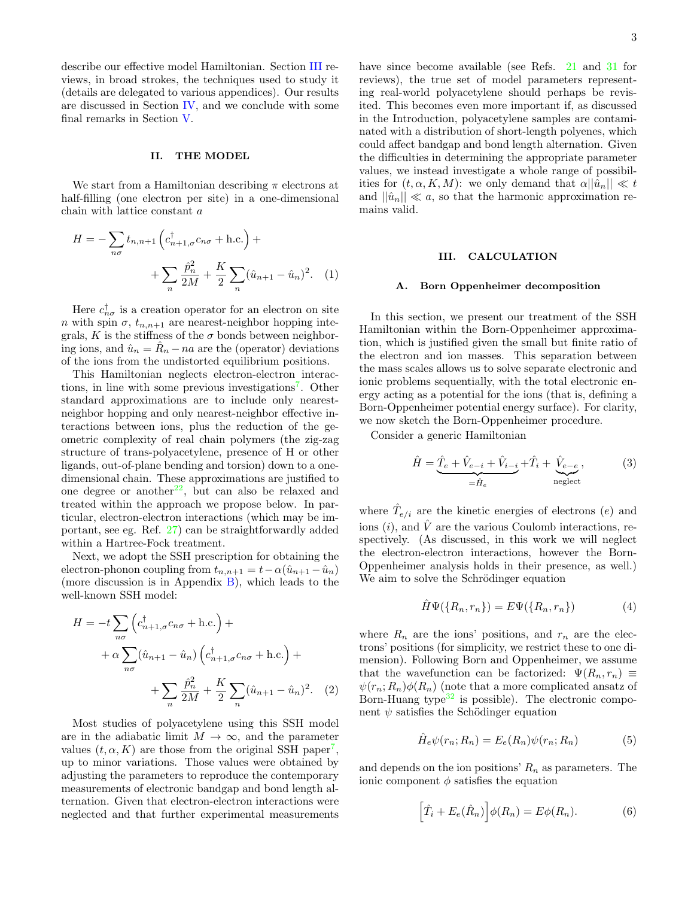describe our effective model Hamiltonian. Section III reviews, in broad strokes, the techniques used to study it (details are delegated to various appendices). Our results are discussed in Section IV, and we conclude with some final remarks in Section V.

## II. THE MODEL

We start from a Hamiltonian describing $\pi$ electrons at half-filling (one electron per site) in a one-dimensional chain with lattice constant $a$

$$
H = -\sum_{n\sigma} t_{n,n+1}\left(c^{\dagger}_{n+1,\sigma}c_{n\sigma} + \text{h.c.}\right) + \\
+ \sum_{n}\frac{\hat{p}_n^2}{2M} + \frac{K}{2}\sum_{n}(\hat{u}_{n+1}-\hat{u}_n)^2. \quad (1)
$$

Here $c^{\dagger}_{n\sigma}$ is a creation operator for an electron on site $n$ with spin $\sigma$, $t_{n,n+1}$ are nearest-neighbor hopping integrals, $K$ is the stiffness of the $\sigma$ bonds between neighboring ions, and $\hat{u}_n = \hat{R}_n - na$ are the (operator) deviations of the ions from the undistorted equilibrium positions.

This Hamiltonian neglects electron-electron interactions, in line with some previous investigations[7]. Other standard approximations are to include only nearest-neighbor hopping and only nearest-neighbor effective interactions between ions, plus the reduction of the geometric complexity of real chain polymers (the zig-zag structure of trans-polyacetylene, presence of H or other ligands, out-of-plane bending and torsion) down to a one-dimensional chain. These approximations are justified to one degree or another[22], but can also be relaxed and treated within the approach we propose below. In particular, electron-electron interactions (which may be important, see eg. Ref. 27) can be straightforwardly added within a Hartree-Fock treatment.

Next, we adopt the SSH prescription for obtaining the electron-phonon coupling from $t_{n,n+1} = t - \alpha(\hat{u}_{n+1} - \hat{u}_n)$ (more discussion is in Appendix B), which leads to the well-known SSH model:

$$
H = -t\sum_{n\sigma}\left(c^{\dagger}_{n+1,\sigma}c_{n\sigma} + \text{h.c.}\right) + \\
+ \alpha\sum_{n\sigma}(\hat{u}_{n+1}-\hat{u}_n)\left(c^{\dagger}_{n+1,\sigma}c_{n\sigma} + \text{h.c.}\right) + \\
+ \sum_{n}\frac{\hat{p}_n^2}{2M} + \frac{K}{2}\sum_{n}(\hat{u}_{n+1}-\hat{u}_n)^2. \quad (2)
$$

Most studies of polyacetylene using this SSH model are in the adiabatic limit $M \to \infty$, and the parameter values $(t, \alpha, K)$ are those from the original SSH paper[7], up to minor variations. Those values were obtained by adjusting the parameters to reproduce the contemporary measurements of electronic bandgap and bond length alternation. Given that electron-electron interactions were neglected and that further experimental measurements have since become available (see Refs. 21 and 31 for reviews), the true set of model parameters representing real-world polyacetylene should perhaps be revisited. This becomes even more important if, as discussed in the Introduction, polyacetylene samples are contaminated with a distribution of short-length polyenes, which could affect bandgap and bond length alternation. Given the difficulties in determining the appropriate parameter values, we instead investigate a whole range of possibilities for $(t, \alpha, K, M)$: we only demand that $\alpha||\hat{u}_n|| \ll t$ and $||\hat{u}_n|| \ll a$, so that the harmonic approximation remains valid.

## III. CALCULATION

### A. Born Oppenheimer decomposition

In this section, we present our treatment of the SSH Hamiltonian within the Born-Oppenheimer approximation, which is justified given the small but finite ratio of the electron and ion masses. This separation between the mass scales allows us to solve separate electronic and ionic problems sequentially, with the total electronic energy acting as a potential for the ions (that is, defining a Born-Oppenheimer potential energy surface). For clarity, we now sketch the Born-Oppenheimer procedure.

Consider a generic Hamiltonian

$$
\hat{H} = \underbrace{\hat{T}_e + \hat{V}_{e-i} + \hat{V}_{i-i}}_{=\hat{H}_e} + \hat{T}_i + \underbrace{\hat{V}_{e-e}}_{\text{neglect}}, \quad (3)
$$

where $\hat{T}_{e/i}$ are the kinetic energies of electrons ($e$) and ions ($i$), and $\hat{V}$ are the various Coulomb interactions, respectively. (As discussed, in this work we will neglect the electron-electron interactions, however the Born-Oppenheimer analysis holds in their presence, as well.) We aim to solve the Schrödinger equation

$$
\hat{H}\Psi(\{R_n, r_n\}) = E\Psi(\{R_n, r_n\}) \quad (4)
$$

where $R_n$ are the ions' positions, and $r_n$ are the electrons' positions (for simplicity, we restrict these to one dimension). Following Born and Oppenheimer, we assume that the wavefunction can be factorized: $\Psi(R_n, r_n) \equiv \psi(r_n; R_n)\phi(R_n)$ (note that a more complicated ansatz of Born-Huang type[32] is possible). The electronic component $\psi$ satisfies the Schödinger equation

$$
\hat{H}_e\psi(r_n; R_n) = E_e(R_n)\psi(r_n; R_n) \quad (5)
$$

and depends on the ion positions' $R_n$ as parameters. The ionic component $\phi$ satisfies the equation

$$
\left[\hat{T}_i + E_e(\hat{R}_n)\right]\phi(R_n) = E\phi(R_n). \quad (6)
$$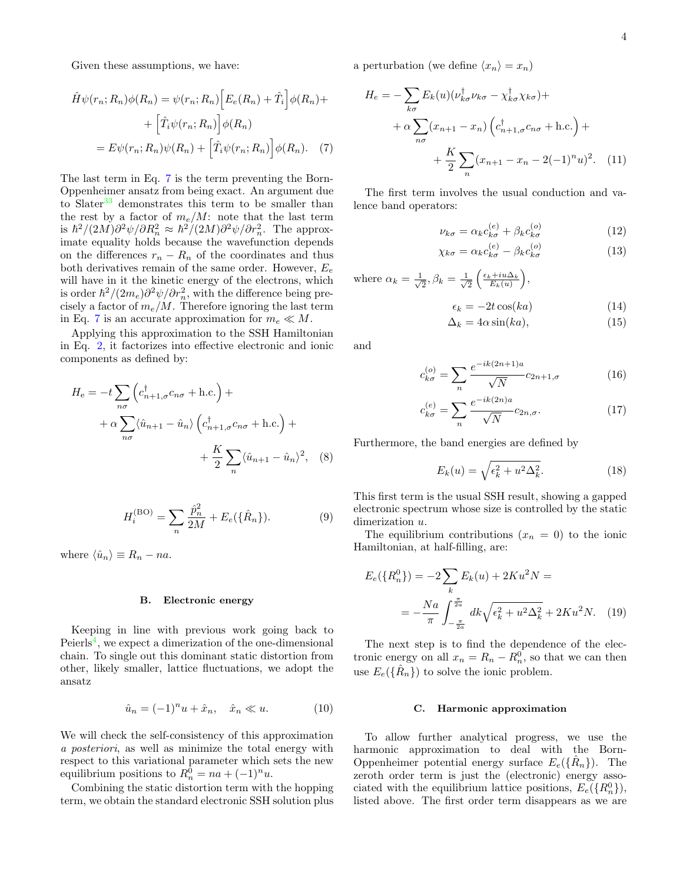Given these assumptions, we have:

$$\hat{H}\psi(r_n;R_n)\phi(R_n) = \psi(r_n;R_n)\Big[E_e(R_n) + \hat{T}_i\Big]\phi(R_n) + \\ + \Big[\hat{T}_i\psi(r_n;R_n)\Big]\phi(R_n) \\ = E\psi(r_n;R_n)\psi(R_n) + \Big[\hat{T}_i\psi(r_n;R_n)\Big]\phi(R_n). \quad (7)$$

The last term in Eq. 7 is the term preventing the Born-Oppenheimer ansatz from being exact. An argument due to Slater[33] demonstrates this term to be smaller than the rest by a factor of $m_e/M$: note that the last term is $\hbar^2/(2M)\partial^2\psi/\partial R_n^2 \approx \hbar^2/(2M)\partial^2\psi/\partial r_n^2$. The approximate equality holds because the wavefunction depends on the differences $r_n - R_n$ of the coordinates and thus both derivatives remain of the same order. However, $E_e$ will have in it the kinetic energy of the electrons, which is order $\hbar^2/(2m_e)\partial^2\psi/\partial r_n^2$, with the difference being precisely a factor of $m_e/M$. Therefore ignoring the last term in Eq. 7 is an accurate approximation for $m_e \ll M$.

Applying this approximation to the SSH Hamiltonian in Eq. 2, it factorizes into effective electronic and ionic components as defined by:

$$H_{\rm e} = -t\sum_{n\sigma}\left(c^\dagger_{n+1,\sigma}c_{n\sigma} + \text{h.c.}\right) + \\ + \alpha\sum_{n\sigma}\langle\hat{u}_{n+1} - \hat{u}_n\rangle\left(c^\dagger_{n+1,\sigma}c_{n\sigma} + \text{h.c.}\right) + \\ + \frac{K}{2}\sum_n\langle\hat{u}_{n+1} - \hat{u}_n\rangle^2, \quad (8)$$

$$H_i^{(\rm BO)} = \sum_n \frac{\hat{p}_n^2}{2M} + E_e(\{\hat{R}_n\}). \quad (9)$$

where $\langle\hat{u}_n\rangle \equiv R_n - na$.

### B. Electronic energy

Keeping in line with previous work going back to Peierls[4], we expect a dimerization of the one-dimensional chain. To single out this dominant static distortion from other, likely smaller, lattice fluctuations, we adopt the ansatz

$$\hat{u}_n = (-1)^n u + \hat{x}_n, \quad \hat{x}_n \ll u. \quad (10)$$

We will check the self-consistency of this approximation *a posteriori*, as well as minimize the total energy with respect to this variational parameter which sets the new equilibrium positions to $R_n^0 = na + (-1)^n u$.

Combining the static distortion term with the hopping term, we obtain the standard electronic SSH solution plus a perturbation (we define $\langle x_n\rangle = x_n$)

$$H_e = -\sum_{k\sigma}E_k(u)(\nu^\dagger_{k\sigma}\nu_{k\sigma} - \chi^\dagger_{k\sigma}\chi_{k\sigma}) + \\ + \alpha\sum_{n\sigma}(x_{n+1} - x_n)\left(c^\dagger_{n+1,\sigma}c_{n\sigma} + \text{h.c.}\right) + \\ + \frac{K}{2}\sum_n(x_{n+1} - x_n - 2(-1)^n u)^2. \quad (11)$$

The first term involves the usual conduction and valence band operators:

$$\nu_{k\sigma} = \alpha_k c^{(e)}_{k\sigma} + \beta_k c^{(o)}_{k\sigma} \quad (12)$$

$$\chi_{k\sigma} = \alpha_k c^{(e)}_{k\sigma} - \beta_k c^{(o)}_{k\sigma} \quad (13)$$

where $\alpha_k = \frac{1}{\sqrt{2}}, \beta_k = \frac{1}{\sqrt{2}}\left(\frac{\epsilon_k + iu\Delta_k}{E_k(u)}\right)$,

$$\epsilon_k = -2t\cos(ka) \quad (14)$$

$$\Delta_k = 4\alpha\sin(ka), \quad (15)$$

and

$$c^{(o)}_{k\sigma} = \sum_n \frac{e^{-ik(2n+1)a}}{\sqrt{N}}c_{2n+1,\sigma} \quad (16)$$

$$c^{(e)}_{k\sigma} = \sum_n \frac{e^{-ik(2n)a}}{\sqrt{N}}c_{2n,\sigma}. \quad (17)$$

Furthermore, the band energies are defined by

$$E_k(u) = \sqrt{\epsilon_k^2 + u^2\Delta_k^2}. \quad (18)$$

This first term is the usual SSH result, showing a gapped electronic spectrum whose size is controlled by the static dimerization $u$.

The equilibrium contributions ($x_n = 0$) to the ionic Hamiltonian, at half-filling, are:

$$E_e(\{R_n^0\}) = -2\sum_k E_k(u) + 2Ku^2N = \\ = -\frac{Na}{\pi}\int_{-\frac{\pi}{2a}}^{\frac{\pi}{2a}} dk\sqrt{\epsilon_k^2 + u^2\Delta_k^2} + 2Ku^2N. \quad (19)$$

The next step is to find the dependence of the electronic energy on all $x_n = R_n - R_n^0$, so that we can then use $E_e(\{\hat{R}_n\})$ to solve the ionic problem.

### C. Harmonic approximation

To allow further analytical progress, we use the harmonic approximation to deal with the Born-Oppenheimer potential energy surface $E_e(\{\hat{R}_n\})$. The zeroth order term is just the (electronic) energy associated with the equilibrium lattice positions, $E_e(\{R_n^0\})$, listed above. The first order term disappears as we are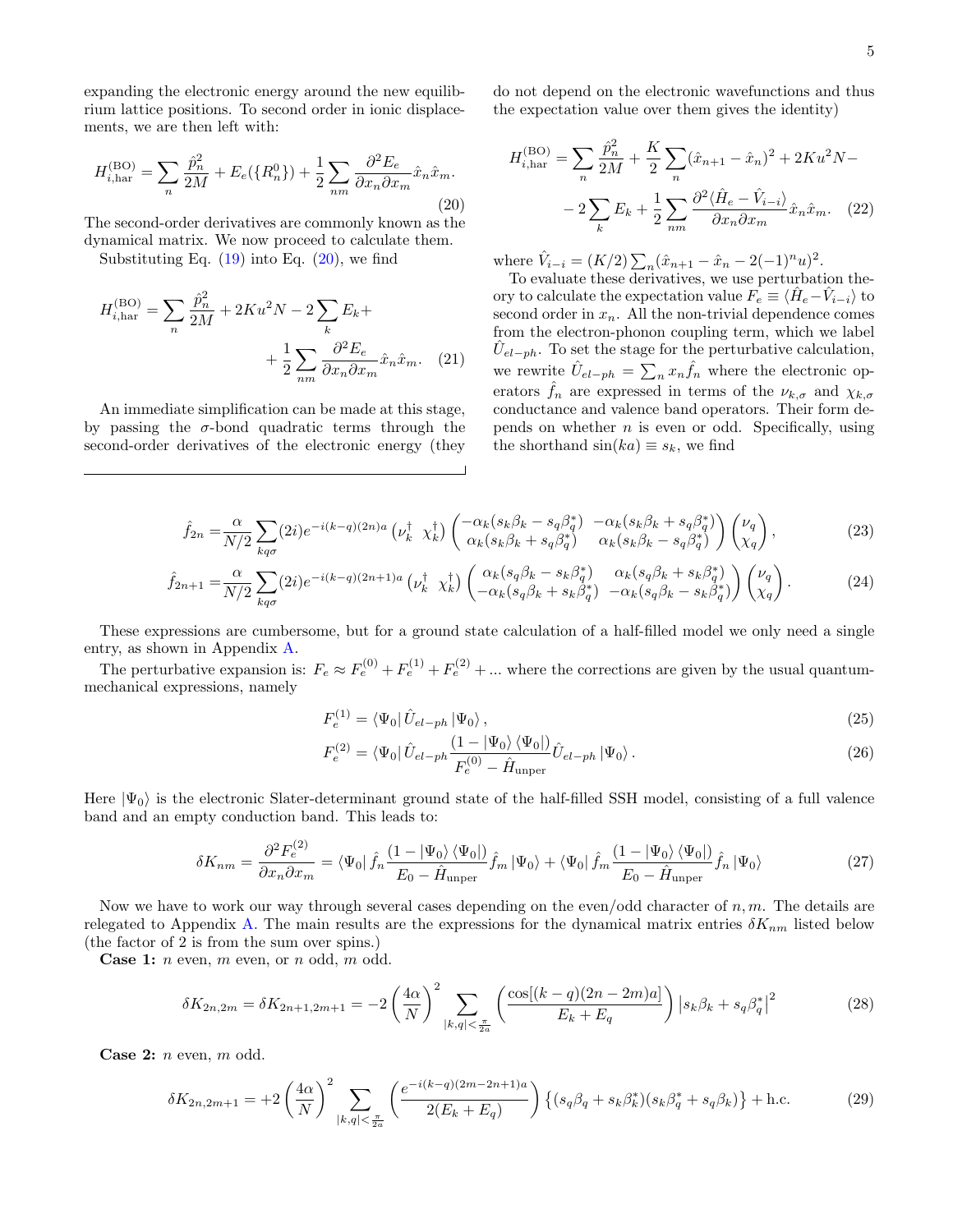expanding the electronic energy around the new equilibrium lattice positions. To second order in ionic displacements, we are then left with:

$$H_{i,\text{har}}^{(\text{BO})} = \sum_n \frac{\hat{p}_n^2}{2M} + E_e(\{R_n^0\}) + \frac{1}{2}\sum_{nm} \frac{\partial^2 E_e}{\partial x_n \partial x_m} \hat{x}_n \hat{x}_m. \tag{20}$$

The second-order derivatives are commonly known as the dynamical matrix. We now proceed to calculate them.

Substituting Eq. (19) into Eq. (20), we find

$$H_{i,\text{har}}^{(\text{BO})} = \sum_n \frac{\hat{p}_n^2}{2M} + 2Ku^2N - 2\sum_k E_k + + \frac{1}{2}\sum_{nm} \frac{\partial^2 E_e}{\partial x_n \partial x_m} \hat{x}_n \hat{x}_m. \tag{21}$$

An immediate simplification can be made at this stage, by passing the $\sigma$-bond quadratic terms through the second-order derivatives of the electronic energy (they do not depend on the electronic wavefunctions and thus the expectation value over them gives the identity)

$$H_{i,\text{har}}^{(\text{BO})} = \sum_n \frac{\hat{p}_n^2}{2M} + \frac{K}{2}\sum_n (\hat{x}_{n+1} - \hat{x}_n)^2 + 2Ku^2N - - 2\sum_k E_k + \frac{1}{2}\sum_{nm} \frac{\partial^2 \langle \hat{H}_e - \hat{V}_{i-i}\rangle}{\partial x_n \partial x_m} \hat{x}_n \hat{x}_m. \tag{22}$$

where $\hat{V}_{i-i} = (K/2)\sum_n (\hat{x}_{n+1} - \hat{x}_n - 2(-1)^n u)^2$.

To evaluate these derivatives, we use perturbation theory to calculate the expectation value $F_e \equiv \langle \hat{H}_e - \hat{V}_{i-i}\rangle$ to second order in $x_n$. All the non-trivial dependence comes from the electron-phonon coupling term, which we label $\hat{U}_{el-ph}$. To set the stage for the perturbative calculation, we rewrite $\hat{U}_{el-ph} = \sum_n x_n \hat{f}_n$ where the electronic operators $\hat{f}_n$ are expressed in terms of the $\nu_{k,\sigma}$ and $\chi_{k,\sigma}$ conductance and valence band operators. Their form depends on whether $n$ is even or odd. Specifically, using the shorthand $\sin(ka) \equiv s_k$, we find

$$\hat{f}_{2n} = \frac{\alpha}{N/2}\sum_{kq\sigma} (2i) e^{-i(k-q)(2n)a} \begin{pmatrix} \nu_k^\dagger & \chi_k^\dagger \end{pmatrix} \begin{pmatrix} -\alpha_k(s_k\beta_k - s_q\beta_q^*) & -\alpha_k(s_k\beta_k + s_q\beta_q^*) \\ \alpha_k(s_k\beta_k + s_q\beta_q^*) & \alpha_k(s_k\beta_k - s_q\beta_q^*) \end{pmatrix} \begin{pmatrix} \nu_q \\ \chi_q \end{pmatrix}, \tag{23}$$

$$\hat{f}_{2n+1} = \frac{\alpha}{N/2}\sum_{kq\sigma} (2i) e^{-i(k-q)(2n+1)a} \begin{pmatrix} \nu_k^\dagger & \chi_k^\dagger \end{pmatrix} \begin{pmatrix} \alpha_k(s_q\beta_k - s_k\beta_q^*) & \alpha_k(s_q\beta_k + s_k\beta_q^*) \\ -\alpha_k(s_q\beta_k + s_k\beta_q^*) & -\alpha_k(s_q\beta_k - s_k\beta_q^*) \end{pmatrix} \begin{pmatrix} \nu_q \\ \chi_q \end{pmatrix}. \tag{24}$$

These expressions are cumbersome, but for a ground state calculation of a half-filled model we only need a single entry, as shown in Appendix A.

The perturbative expansion is: $F_e \approx F_e^{(0)} + F_e^{(1)} + F_e^{(2)} + ...$ where the corrections are given by the usual quantum-mechanical expressions, namely

$$F_e^{(1)} = \langle \Psi_0 | \hat{U}_{el-ph} | \Psi_0 \rangle, \tag{25}$$

$$F_e^{(2)} = \langle \Psi_0 | \hat{U}_{el-ph} \frac{(1 - |\Psi_0\rangle\langle\Psi_0|)}{F_e^{(0)} - \hat{H}_\text{unper}} \hat{U}_{el-ph} | \Psi_0 \rangle. \tag{26}$$

Here $|\Psi_0\rangle$ is the electronic Slater-determinant ground state of the half-filled SSH model, consisting of a full valence band and an empty conduction band. This leads to:

$$\delta K_{nm} = \frac{\partial^2 F_e^{(2)}}{\partial x_n \partial x_m} = \langle \Psi_0 | \hat{f}_n \frac{(1 - |\Psi_0\rangle\langle\Psi_0|)}{E_0 - \hat{H}_\text{unper}} \hat{f}_m | \Psi_0 \rangle + \langle \Psi_0 | \hat{f}_m \frac{(1 - |\Psi_0\rangle\langle\Psi_0|)}{E_0 - \hat{H}_\text{unper}} \hat{f}_n | \Psi_0 \rangle \tag{27}$$

Now we have to work our way through several cases depending on the even/odd character of $n, m$. The details are relegated to Appendix A. The main results are the expressions for the dynamical matrix entries $\delta K_{nm}$ listed below (the factor of 2 is from the sum over spins.)

**Case 1:** $n$ even, $m$ even, or $n$ odd, $m$ odd.

$$\delta K_{2n,2m} = \delta K_{2n+1,2m+1} = -2\left(\frac{4\alpha}{N}\right)^2 \sum_{|k,q|<\frac{\pi}{2a}} \left(\frac{\cos[(k-q)(2n-2m)a]}{E_k + E_q}\right) \left|s_k\beta_k + s_q\beta_q^*\right|^2 \tag{28}$$

**Case 2:** $n$ even, $m$ odd.

$$\delta K_{2n,2m+1} = +2\left(\frac{4\alpha}{N}\right)^2 \sum_{|k,q|<\frac{\pi}{2a}} \left(\frac{e^{-i(k-q)(2m-2n+1)a}}{2(E_k + E_q)}\right) \left\{(s_q\beta_q + s_k\beta_k^*)(s_k\beta_q^* + s_q\beta_k)\right\} + \text{h.c.} \tag{29}$$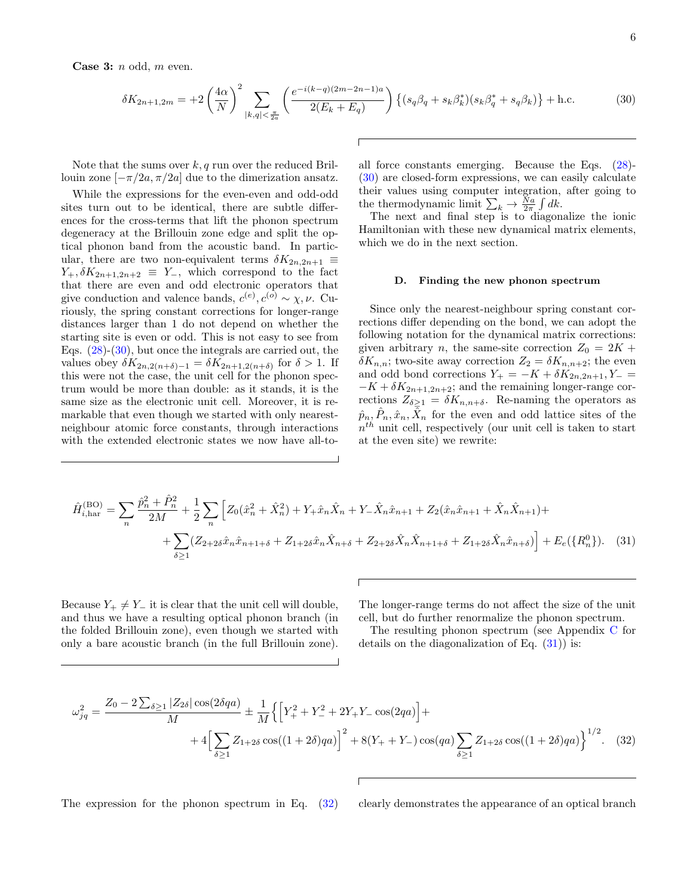**Case 3:** $n$ odd, $m$ even.

$$\delta K_{2n+1,2m} = +2\left(\frac{4\alpha}{N}\right)^2 \sum_{|k,q|<\frac{\pi}{2a}} \left(\frac{e^{-i(k-q)(2m-2n-1)a}}{2(E_k+E_q)}\right)\left\{(s_q\beta_q + s_k\beta_k^*)(s_k\beta_q^* + s_q\beta_k)\right\} + \text{h.c.} \tag{30}$$

Note that the sums over $k, q$ run over the reduced Brillouin zone $[-\pi/2a, \pi/2a]$ due to the dimerization ansatz.

While the expressions for the even-even and odd-odd sites turn out to be identical, there are subtle differences for the cross-terms that lift the phonon spectrum degeneracy at the Brillouin zone edge and split the optical phonon band from the acoustic band. In particular, there are two non-equivalent terms $\delta K_{2n,2n+1} \equiv Y_+, \delta K_{2n+1,2n+2} \equiv Y_-$, which correspond to the fact that there are even and odd electronic operators that give conduction and valence bands, $c^{(e)}, c^{(o)} \sim \chi, \nu$. Curiously, the spring constant corrections for longer-range distances larger than 1 do not depend on whether the starting site is even or odd. This is not easy to see from Eqs. (28)-(30), but once the integrals are carried out, the values obey $\delta K_{2n,2(n+\delta)-1} = \delta K_{2n+1,2(n+\delta)}$ for $\delta > 1$. If this were not the case, the unit cell for the phonon spectrum would be more than double: as it stands, it is the same size as the electronic unit cell. Moreover, it is remarkable that even though we started with only nearest-neighbour atomic force constants, through interactions with the extended electronic states we now have all-to-all force constants emerging. Because the Eqs. (28)-(30) are closed-form expressions, we can easily calculate their values using computer integration, after going to the thermodynamic limit $\sum_k \to \frac{Na}{2\pi}\int dk$.

The next and final step is to diagonalize the ionic Hamiltonian with these new dynamical matrix elements, which we do in the next section.

### D. Finding the new phonon spectrum

Since only the nearest-neighbour spring constant corrections differ depending on the bond, we can adopt the following notation for the dynamical matrix corrections: given arbitrary $n$, the same-site correction $Z_0 = 2K + \delta K_{n,n}$; two-site away correction $Z_2 = \delta K_{n,n+2}$; the even and odd bond corrections $Y_+ = -K + \delta K_{2n,2n+1}, Y_- = -K + \delta K_{2n+1,2n+2}$; and the remaining longer-range corrections $Z_{\delta\geq 1} = \delta K_{n,n+\delta}$. Re-naming the operators as $\hat{p}_n, \hat{P}_n, \hat{x}_n, \hat{X}_n$ for the even and odd lattice sites of the $n^{th}$ unit cell, respectively (our unit cell is taken to start at the even site) we rewrite:

$$\hat{H}^{(\text{BO})}_{i,\text{har}} = \sum_n \frac{\hat{p}_n^2 + \hat{P}_n^2}{2M} + \frac{1}{2}\sum_n \Big[Z_0(\hat{x}_n^2 + \hat{X}_n^2) + Y_+\hat{x}_n\hat{X}_n + Y_-\hat{X}_n\hat{x}_{n+1} + Z_2(\hat{x}_n\hat{x}_{n+1} + \hat{X}_n\hat{X}_{n+1}) +$$
$$+ \sum_{\delta\geq 1}(Z_{2+2\delta}\hat{x}_n\hat{x}_{n+1+\delta} + Z_{1+2\delta}\hat{x}_n\hat{X}_{n+\delta} + Z_{2+2\delta}\hat{X}_n\hat{X}_{n+1+\delta} + Z_{1+2\delta}\hat{X}_n\hat{x}_{n+\delta})\Big] + E_e(\{R_n^0\}). \tag{31}$$

Because $Y_+ \neq Y_-$ it is clear that the unit cell will double, and thus we have a resulting optical phonon branch (in the folded Brillouin zone), even though we started with only a bare acoustic branch (in the full Brillouin zone). The longer-range terms do not affect the size of the unit cell, but do further renormalize the phonon spectrum.

The resulting phonon spectrum (see Appendix C for details on the diagonalization of Eq. (31)) is:

$$\omega_{jq}^2 = \frac{Z_0 - 2\sum_{\delta\geq 1}|Z_{2\delta}|\cos(2\delta qa)}{M} \pm \frac{1}{M}\Big\{\Big[Y_+^2 + Y_-^2 + 2Y_+Y_-\cos(2qa)\Big] +$$
$$+ 4\Big[\sum_{\delta\geq 1} Z_{1+2\delta}\cos((1+2\delta)qa)\Big]^2 + 8(Y_+ + Y_-)\cos(qa)\sum_{\delta\geq 1} Z_{1+2\delta}\cos((1+2\delta)qa)\Big\}^{1/2}. \tag{32}$$

The expression for the phonon spectrum in Eq. (32) clearly demonstrates the appearance of an optical branch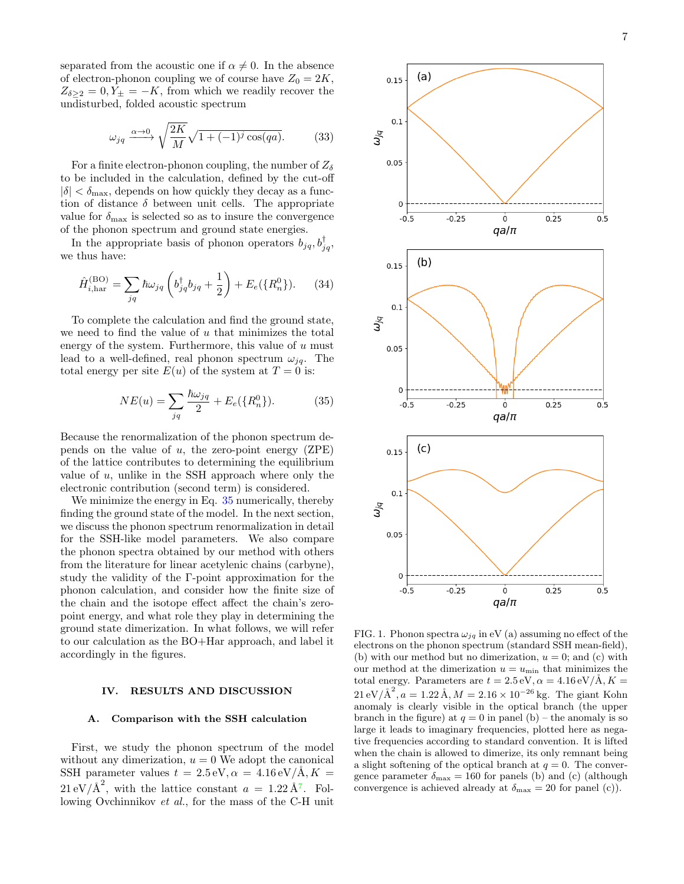separated from the acoustic one if $\alpha \neq 0$. In the absence of electron-phonon coupling we of course have $Z_0 = 2K$, $Z_{\delta\geq 2} = 0, Y_\pm = -K$, from which we readily recover the undisturbed, folded acoustic spectrum

$$\omega_{jq} \xrightarrow{\alpha\to 0} \sqrt{\frac{2K}{M}}\sqrt{1+(-1)^j\cos(qa)}. \tag{33}$$

For a finite electron-phonon coupling, the number of $Z_\delta$ to be included in the calculation, defined by the cut-off $|\delta| < \delta_{\max}$, depends on how quickly they decay as a function of distance $\delta$ between unit cells. The appropriate value for $\delta_{\max}$ is selected so as to insure the convergence of the phonon spectrum and ground state energies.

In the appropriate basis of phonon operators $b_{jq}, b^\dagger_{jq}$, we thus have:

$$\hat{H}^{(\mathrm{BO})}_{i,\mathrm{har}} = \sum_{jq}\hbar\omega_{jq}\left(b^\dagger_{jq}b_{jq}+\frac{1}{2}\right) + E_e(\{R^0_n\}). \tag{34}$$

To complete the calculation and find the ground state, we need to find the value of $u$ that minimizes the total energy of the system. Furthermore, this value of $u$ must lead to a well-defined, real phonon spectrum $\omega_{jq}$. The total energy per site $E(u)$ of the system at $T=0$ is:

$$NE(u) = \sum_{jq}\frac{\hbar\omega_{jq}}{2} + E_e(\{R^0_n\}). \tag{35}$$

Because the renormalization of the phonon spectrum depends on the value of $u$, the zero-point energy (ZPE) of the lattice contributes to determining the equilibrium value of $u$, unlike in the SSH approach where only the electronic contribution (second term) is considered.

We minimize the energy in Eq. 35 numerically, thereby finding the ground state of the model. In the next section, we discuss the phonon spectrum renormalization in detail for the SSH-like model parameters. We also compare the phonon spectra obtained by our method with others from the literature for linear acetylenic chains (carbyne), study the validity of the Γ-point approximation for the phonon calculation, and consider how the finite size of the chain and the isotope effect affect the chain's zero-point energy, and what role they play in determining the ground state dimerization. In what follows, we will refer to our calculation as the BO+Har approach, and label it accordingly in the figures.

## IV. RESULTS AND DISCUSSION

### A. Comparison with the SSH calculation

First, we study the phonon spectrum of the model without any dimerization, $u=0$ We adopt the canonical SSH parameter values $t = 2.5\,\mathrm{eV}, \alpha = 4.16\,\mathrm{eV/Å}, K = 21\,\mathrm{eV/Å}^2$, with the lattice constant $a = 1.22\,\mathrm{Å}$[7]. Following Ovchinnikov *et al.*, for the mass of the C-H unit

FIG. 1. Phonon spectra $\omega_{jq}$ in eV (a) assuming no effect of the electrons on the phonon spectrum (standard SSH mean-field), (b) with our method but no dimerization, $u=0$; and (c) with our method at the dimerization $u = u_{\min}$ that minimizes the total energy. Parameters are $t = 2.5\,\mathrm{eV}, \alpha = 4.16\,\mathrm{eV/Å}, K = 21\,\mathrm{eV/Å}^2, a = 1.22\,\mathrm{Å}, M = 2.16\times 10^{-26}\,\mathrm{kg}$. The giant Kohn anomaly is clearly visible in the optical branch (the upper branch in the figure) at $q=0$ in panel (b) – the anomaly is so large it leads to imaginary frequencies, plotted here as negative frequencies according to standard convention. It is lifted when the chain is allowed to dimerize, its only remnant being a slight softening of the optical branch at $q=0$. The convergence parameter $\delta_{\max} = 160$ for panels (b) and (c) (although convergence is achieved already at $\delta_{\max} = 20$ for panel (c)).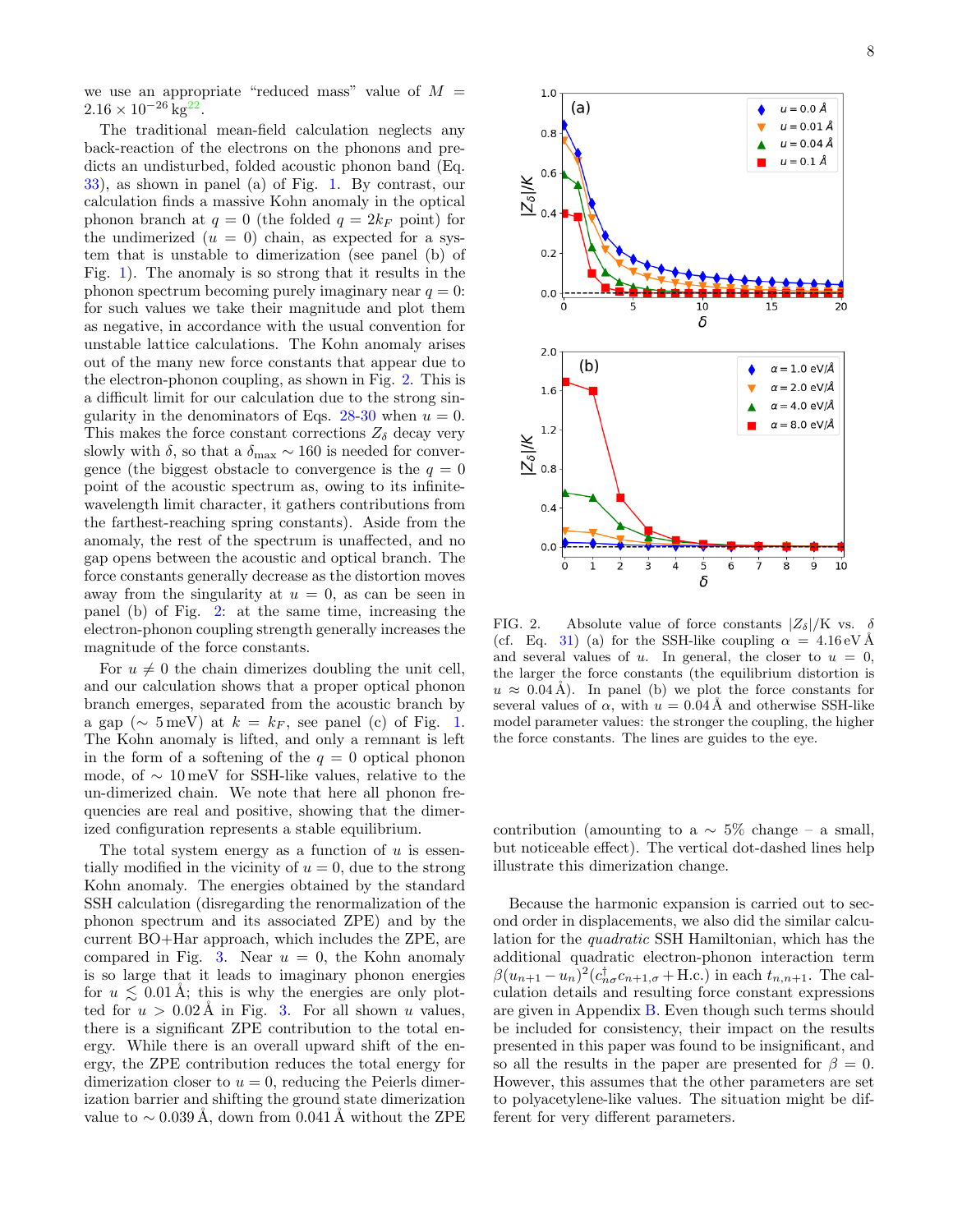we use an appropriate "reduced mass" value of $M = 2.16 \times 10^{-26}\,\mathrm{kg}$[22].

The traditional mean-field calculation neglects any back-reaction of the electrons on the phonons and predicts an undisturbed, folded acoustic phonon band (Eq. 33), as shown in panel (a) of Fig. 1. By contrast, our calculation finds a massive Kohn anomaly in the optical phonon branch at $q = 0$ (the folded $q = 2k_F$ point) for the undimerized ($u = 0$) chain, as expected for a system that is unstable to dimerization (see panel (b) of Fig. 1). The anomaly is so strong that it results in the phonon spectrum becoming purely imaginary near $q = 0$: for such values we take their magnitude and plot them as negative, in accordance with the usual convention for unstable lattice calculations. The Kohn anomaly arises out of the many new force constants that appear due to the electron-phonon coupling, as shown in Fig. 2. This is a difficult limit for our calculation due to the strong singularity in the denominators of Eqs. 28-30 when $u = 0$. This makes the force constant corrections $Z_\delta$ decay very slowly with $\delta$, so that a $\delta_{\max} \sim 160$ is needed for convergence (the biggest obstacle to convergence is the $q = 0$ point of the acoustic spectrum as, owing to its infinite-wavelength limit character, it gathers contributions from the farthest-reaching spring constants). Aside from the anomaly, the rest of the spectrum is unaffected, and no gap opens between the acoustic and optical branch. The force constants generally decrease as the distortion moves away from the singularity at $u = 0$, as can be seen in panel (b) of Fig. 2: at the same time, increasing the electron-phonon coupling strength generally increases the magnitude of the force constants.

For $u \neq 0$ the chain dimerizes doubling the unit cell, and our calculation shows that a proper optical phonon branch emerges, separated from the acoustic branch by a gap ($\sim 5\,\mathrm{meV}$) at $k = k_F$, see panel (c) of Fig. 1. The Kohn anomaly is lifted, and only a remnant is left in the form of a softening of the $q = 0$ optical phonon mode, of $\sim 10\,\mathrm{meV}$ for SSH-like values, relative to the un-dimerized chain. We note that here all phonon frequencies are real and positive, showing that the dimerized configuration represents a stable equilibrium.

The total system energy as a function of $u$ is essentially modified in the vicinity of $u = 0$, due to the strong Kohn anomaly. The energies obtained by the standard SSH calculation (disregarding the renormalization of the phonon spectrum and its associated ZPE) and by the current BO+Har approach, which includes the ZPE, are compared in Fig. 3. Near $u = 0$, the Kohn anomaly is so large that it leads to imaginary phonon energies for $u \lesssim 0.01\,\text{Å}$; this is why the energies are only plotted for $u > 0.02\,\text{Å}$ in Fig. 3. For all shown $u$ values, there is a significant ZPE contribution to the total energy. While there is an overall upward shift of the energy, the ZPE contribution reduces the total energy for dimerization closer to $u = 0$, reducing the Peierls dimerization barrier and shifting the ground state dimerization value to $\sim 0.039\,\text{Å}$, down from $0.041\,\text{Å}$ without the ZPE contribution (amounting to a $\sim 5\%$ change – a small, but noticeable effect). The vertical dot-dashed lines help illustrate this dimerization change.

FIG. 2. Absolute value of force constants $|Z_\delta|/K$ vs. $\delta$ (cf. Eq. 31) (a) for the SSH-like coupling $\alpha = 4.16\,\mathrm{eV}\,\text{Å}$ and several values of $u$. In general, the closer to $u = 0$, the larger the force constants (the equilibrium distortion is $u \approx 0.04\,\text{Å}$). In panel (b) we plot the force constants for several values of $\alpha$, with $u = 0.04\,\text{Å}$ and otherwise SSH-like model parameter values: the stronger the coupling, the higher the force constants. The lines are guides to the eye.

Because the harmonic expansion is carried out to second order in displacements, we also did the similar calculation for the *quadratic* SSH Hamiltonian, which has the additional quadratic electron-phonon interaction term $\beta(u_{n+1} - u_n)^2(c^\dagger_{n\sigma}c_{n+1,\sigma} + \mathrm{H.c.})$ in each $t_{n,n+1}$. The calculation details and resulting force constant expressions are given in Appendix B. Even though such terms should be included for consistency, their impact on the results presented in this paper was found to be insignificant, and so all the results in the paper are presented for $\beta = 0$. However, this assumes that the other parameters are set to polyacetylene-like values. The situation might be different for very different parameters.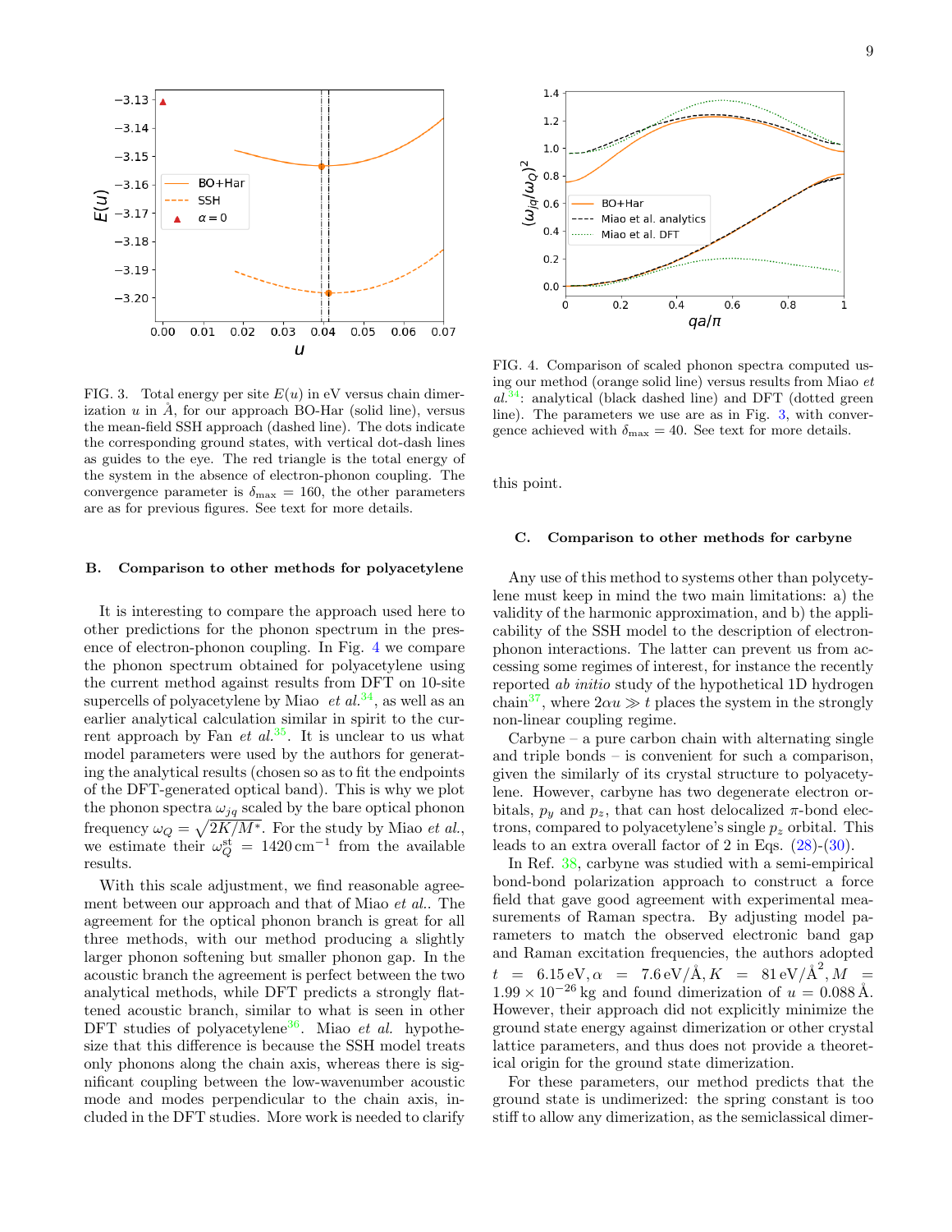FIG. 3. Total energy per site $E(u)$ in eV versus chain dimerization $u$ in Å, for our approach BO-Har (solid line), versus the mean-field SSH approach (dashed line). The dots indicate the corresponding ground states, with vertical dot-dash lines as guides to the eye. The red triangle is the total energy of the system in the absence of electron-phonon coupling. The convergence parameter is $\delta_{\max} = 160$, the other parameters are as for previous figures. See text for more details.

FIG. 4. Comparison of scaled phonon spectra computed using our method (orange solid line) versus results from Miao *et al.*[34]: analytical (black dashed line) and DFT (dotted green line). The parameters we use are as in Fig. 3, with convergence achieved with $\delta_{\max} = 40$. See text for more details.

### B. Comparison to other methods for polyacetylene

It is interesting to compare the approach used here to other predictions for the phonon spectrum in the presence of electron-phonon coupling. In Fig. 4 we compare the phonon spectrum obtained for polyacetylene using the current method against results from DFT on 10-site supercells of polyacetylene by Miao *et al.*[34], as well as an earlier analytical calculation similar in spirit to the current approach by Fan *et al.*[35]. It is unclear to us what model parameters were used by the authors for generating the analytical results (chosen so as to fit the endpoints of the DFT-generated optical band). This is why we plot the phonon spectra $\omega_{jq}$ scaled by the bare optical phonon frequency $\omega_Q = \sqrt{2K/M^*}$. For the study by Miao *et al.*, we estimate their $\omega_Q^{\mathrm{st}} = 1420\,\mathrm{cm}^{-1}$ from the available results.

With this scale adjustment, we find reasonable agreement between our approach and that of Miao *et al.*. The agreement for the optical phonon branch is great for all three methods, with our method producing a slightly larger phonon softening but smaller phonon gap. In the acoustic branch the agreement is perfect between the two analytical methods, while DFT predicts a strongly flattened acoustic branch, similar to what is seen in other DFT studies of polyacetylene[36]. Miao *et al.* hypothesize that this difference is because the SSH model treats only phonons along the chain axis, whereas there is significant coupling between the low-wavenumber acoustic mode and modes perpendicular to the chain axis, included in the DFT studies. More work is needed to clarify this point.

### C. Comparison to other methods for carbyne

Any use of this method to systems other than polyacetylene must keep in mind the two main limitations: a) the validity of the harmonic approximation, and b) the applicability of the SSH model to the description of electron-phonon interactions. The latter can prevent us from accessing some regimes of interest, for instance the recently reported *ab initio* study of the hypothetical 1D hydrogen chain[37], where $2\alpha u \gg t$ places the system in the strongly non-linear coupling regime.

Carbyne – a pure carbon chain with alternating single and triple bonds – is convenient for such a comparison, given the similarly of its crystal structure to polyacetylene. However, carbyne has two degenerate electron orbitals, $p_y$ and $p_z$, that can host delocalized $\pi$-bond electrons, compared to polyacetylene's single $p_z$ orbital. This leads to an extra overall factor of 2 in Eqs. (28)-(30).

In Ref. 38, carbyne was studied with a semi-empirical bond-bond polarization approach to construct a force field that gave good agreement with experimental measurements of Raman spectra. By adjusting model parameters to match the observed electronic band gap and Raman excitation frequencies, the authors adopted $t = 6.15\,\mathrm{eV}, \alpha = 7.6\,\mathrm{eV/Å}, K = 81\,\mathrm{eV/Å}^2, M = 1.99 \times 10^{-26}\,\mathrm{kg}$ and found dimerization of $u = 0.088\,$Å. However, their approach did not explicitly minimize the ground state energy against dimerization or other crystal lattice parameters, and thus does not provide a theoretical origin for the ground state dimerization.

For these parameters, our method predicts that the ground state is undimerized: the spring constant is too stiff to allow any dimerization, as the semiclassical dimer-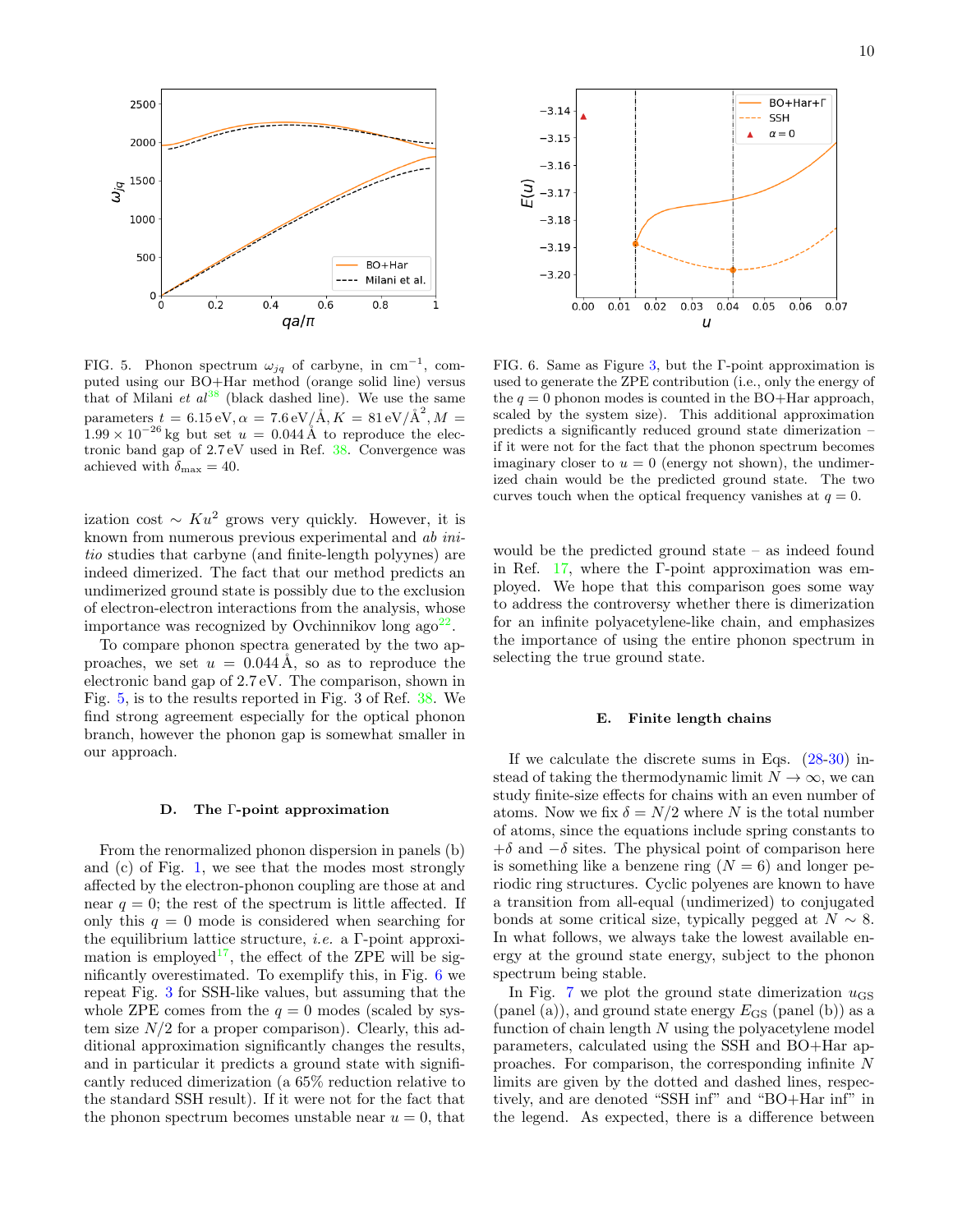FIG. 5. Phonon spectrum $\omega_{jq}$ of carbyne, in $\mathrm{cm}^{-1}$, computed using our BO+Har method (orange solid line) versus that of Milani *et al*[38] (black dashed line). We use the same parameters $t = 6.15\,\mathrm{eV}, \alpha = 7.6\,\mathrm{eV/Å}, K = 81\,\mathrm{eV/Å}^2, M = 1.99 \times 10^{-26}\,\mathrm{kg}$ but set $u = 0.044\,\mathrm{Å}$ to reproduce the electronic band gap of 2.7 eV used in Ref. 38. Convergence was achieved with $\delta_{\max} = 40$.

FIG. 6. Same as Figure 3, but the Γ-point approximation is used to generate the ZPE contribution (i.e., only the energy of the $q = 0$ phonon modes is counted in the BO+Har approach, scaled by the system size). This additional approximation predicts a significantly reduced ground state dimerization – if it were not for the fact that the phonon spectrum becomes imaginary closer to $u = 0$ (energy not shown), the undimerized chain would be the predicted ground state. The two curves touch when the optical frequency vanishes at $q = 0$.

ization cost $\sim Ku^2$ grows very quickly. However, it is known from numerous previous experimental and *ab initio* studies that carbyne (and finite-length polyynes) are indeed dimerized. The fact that our method predicts an undimerized ground state is possibly due to the exclusion of electron-electron interactions from the analysis, whose importance was recognized by Ovchinnikov long ago[22].

To compare phonon spectra generated by the two approaches, we set $u = 0.044\,\mathrm{Å}$, so as to reproduce the electronic band gap of 2.7 eV. The comparison, shown in Fig. 5, is to the results reported in Fig. 3 of Ref. 38. We find strong agreement especially for the optical phonon branch, however the phonon gap is somewhat smaller in our approach.

### D. The Γ-point approximation

From the renormalized phonon dispersion in panels (b) and (c) of Fig. 1, we see that the modes most strongly affected by the electron-phonon coupling are those at and near $q = 0$; the rest of the spectrum is little affected. If only this $q = 0$ mode is considered when searching for the equilibrium lattice structure, *i.e.* a Γ-point approximation is employed[17], the effect of the ZPE will be significantly overestimated. To exemplify this, in Fig. 6 we repeat Fig. 3 for SSH-like values, but assuming that the whole ZPE comes from the $q = 0$ modes (scaled by system size $N/2$ for a proper comparison). Clearly, this additional approximation significantly changes the results, and in particular it predicts a ground state with significantly reduced dimerization (a 65% reduction relative to the standard SSH result). If it were not for the fact that the phonon spectrum becomes unstable near $u = 0$, that would be the predicted ground state – as indeed found in Ref. 17, where the Γ-point approximation was employed. We hope that this comparison goes some way to address the controversy whether there is dimerization for an infinite polyacetylene-like chain, and emphasizes the importance of using the entire phonon spectrum in selecting the true ground state.

### E. Finite length chains

If we calculate the discrete sums in Eqs. (28-30) instead of taking the thermodynamic limit $N \to \infty$, we can study finite-size effects for chains with an even number of atoms. Now we fix $\delta = N/2$ where $N$ is the total number of atoms, since the equations include spring constants to $+\delta$ and $-\delta$ sites. The physical point of comparison here is something like a benzene ring ($N = 6$) and longer periodic ring structures. Cyclic polyenes are known to have a transition from all-equal (undimerized) to conjugated bonds at some critical size, typically pegged at $N \sim 8$. In what follows, we always take the lowest available energy at the ground state energy, subject to the phonon spectrum being stable.

In Fig. 7 we plot the ground state dimerization $u_{\mathrm{GS}}$ (panel (a)), and ground state energy $E_{\mathrm{GS}}$ (panel (b)) as a function of chain length $N$ using the polyacetylene model parameters, calculated using the SSH and BO+Har approaches. For comparison, the corresponding infinite $N$ limits are given by the dotted and dashed lines, respectively, and are denoted "SSH inf" and "BO+Har inf" in the legend. As expected, there is a difference between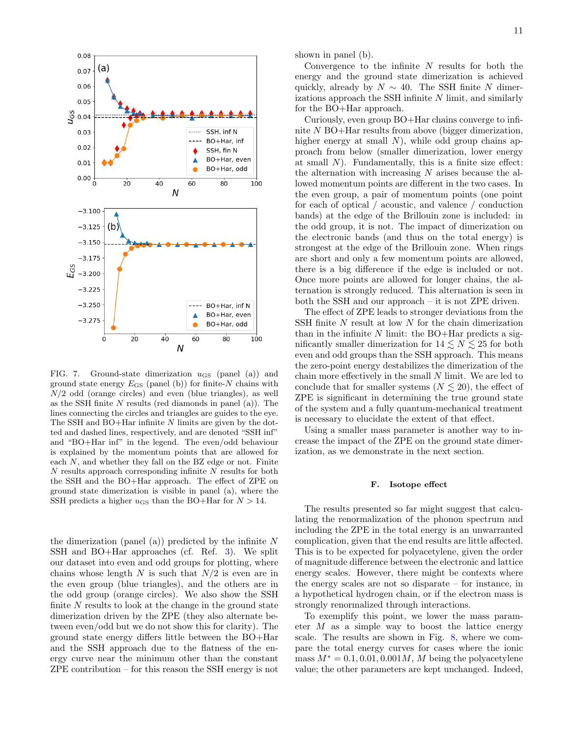FIG. 7. Ground-state dimerization $u_{\rm GS}$ (panel (a)) and ground state energy $E_{\rm GS}$ (panel (b)) for finite-$N$ chains with $N/2$ odd (orange circles) and even (blue triangles), as well as the SSH finite $N$ results (red diamonds in panel (a)). The lines connecting the circles and triangles are guides to the eye. The SSH and BO+Har infinite $N$ limits are given by the dotted and dashed lines, respectively, and are denoted "SSH inf" and "BO+Har inf" in the legend. The even/odd behaviour is explained by the momentum points that are allowed for each $N$, and whether they fall on the BZ edge or not. Finite $N$ results approach corresponding infinite $N$ results for both the SSH and the BO+Har approach. The effect of ZPE on ground state dimerization is visible in panel (a), where the SSH predicts a higher $u_{\rm GS}$ than the BO+Har for $N > 14$.

the dimerization (panel (a)) predicted by the infinite $N$ SSH and BO+Har approaches (cf. Ref. 3). We split our dataset into even and odd groups for plotting, where chains whose length $N$ is such that $N/2$ is even are in the even group (blue triangles), and the others are in the odd group (orange circles). We also show the SSH finite $N$ results to look at the change in the ground state dimerization driven by the ZPE (they also alternate between even/odd but we do not show this for clarity). The ground state energy differs little between the BO+Har and the SSH approach due to the flatness of the energy curve near the minimum other than the constant ZPE contribution – for this reason the SSH energy is not shown in panel (b).

Convergence to the infinite $N$ results for both the energy and the ground state dimerization is achieved quickly, already by $N \sim 40$. The SSH finite $N$ dimerizations approach the SSH infinite $N$ limit, and similarly for the BO+Har approach.

Curiously, even group BO+Har chains converge to infinite $N$ BO+Har results from above (bigger dimerization, higher energy at small $N$), while odd group chains approach from below (smaller dimerization, lower energy at small $N$). Fundamentally, this is a finite size effect: the alternation with increasing $N$ arises because the allowed momentum points are different in the two cases. In the even group, a pair of momentum points (one point for each of optical / acoustic, and valence / conduction bands) at the edge of the Brillouin zone is included: in the odd group, it is not. The impact of dimerization on the electronic bands (and thus on the total energy) is strongest at the edge of the Brillouin zone. When rings are short and only a few momentum points are allowed, there is a big difference if the edge is included or not. Once more points are allowed for longer chains, the alternation is strongly reduced. This alternation is seen in both the SSH and our approach – it is not ZPE driven.

The effect of ZPE leads to stronger deviations from the SSH finite $N$ result at low $N$ for the chain dimerization than in the infinite $N$ limit: the BO+Har predicts a significantly smaller dimerization for $14 \lesssim N \lesssim 25$ for both even and odd groups than the SSH approach. This means the zero-point energy destabilizes the dimerization of the chain more effectively in the small $N$ limit. We are led to conclude that for smaller systems ($N \lesssim 20$), the effect of ZPE is significant in determining the true ground state of the system and a fully quantum-mechanical treatment is necessary to elucidate the extent of that effect.

Using a smaller mass parameter is another way to increase the impact of the ZPE on the ground state dimerization, as we demonstrate in the next section.

### F. Isotope effect

The results presented so far might suggest that calculating the renormalization of the phonon spectrum and including the ZPE in the total energy is an unwarranted complication, given that the end results are little affected. This is to be expected for polyacetylene, given the order of magnitude difference between the electronic and lattice energy scales. However, there might be contexts where the energy scales are not so disparate – for instance, in a hypothetical hydrogen chain, or if the electron mass is strongly renormalized through interactions.

To exemplify this point, we lower the mass parameter $M$ as a simple way to boost the lattice energy scale. The results are shown in Fig. 8, where we compare the total energy curves for cases where the ionic mass $M^* = 0.1, 0.01, 0.001M$, $M$ being the polyacetylene value; the other parameters are kept unchanged. Indeed,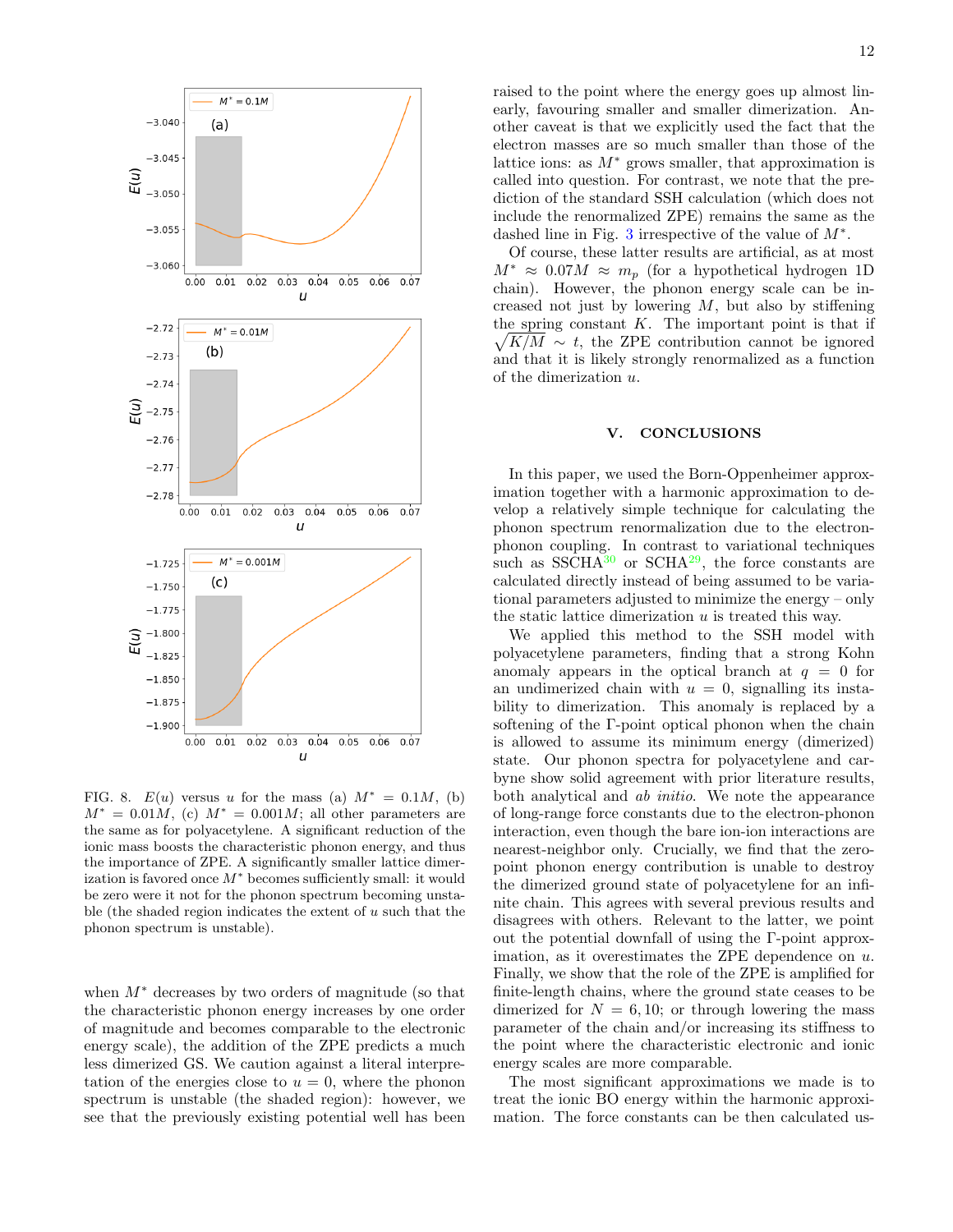FIG. 8. $E(u)$ versus $u$ for the mass (a) $M^* = 0.1M$, (b) $M^* = 0.01M$, (c) $M^* = 0.001M$; all other parameters are the same as for polyacetylene. A significant reduction of the ionic mass boosts the characteristic phonon energy, and thus the importance of ZPE. A significantly smaller lattice dimerization is favored once $M^*$ becomes sufficiently small: it would be zero were it not for the phonon spectrum becoming unstable (the shaded region indicates the extent of $u$ such that the phonon spectrum is unstable).

when $M^*$ decreases by two orders of magnitude (so that the characteristic phonon energy increases by one order of magnitude and becomes comparable to the electronic energy scale), the addition of the ZPE predicts a much less dimerized GS. We caution against a literal interpretation of the energies close to $u = 0$, where the phonon spectrum is unstable (the shaded region): however, we see that the previously existing potential well has been raised to the point where the energy goes up almost linearly, favouring smaller and smaller dimerization. Another caveat is that we explicitly used the fact that the electron masses are so much smaller than those of the lattice ions: as $M^*$ grows smaller, that approximation is called into question. For contrast, we note that the prediction of the standard SSH calculation (which does not include the renormalized ZPE) remains the same as the dashed line in Fig. 3 irrespective of the value of $M^*$.

Of course, these latter results are artificial, as at most $M^* \approx 0.07M \approx m_p$ (for a hypothetical hydrogen 1D chain). However, the phonon energy scale can be increased not just by lowering $M$, but also by stiffening the spring constant $K$. The important point is that if $\sqrt{K/M} \sim t$, the ZPE contribution cannot be ignored and that it is likely strongly renormalized as a function of the dimerization $u$.

## V. CONCLUSIONS

In this paper, we used the Born-Oppenheimer approximation together with a harmonic approximation to develop a relatively simple technique for calculating the phonon spectrum renormalization due to the electron-phonon coupling. In contrast to variational techniques such as SSCHA[30] or SCHA[29], the force constants are calculated directly instead of being assumed to be variational parameters adjusted to minimize the energy – only the static lattice dimerization $u$ is treated this way.

We applied this method to the SSH model with polyacetylene parameters, finding that a strong Kohn anomaly appears in the optical branch at $q = 0$ for an undimerized chain with $u = 0$, signalling its instability to dimerization. This anomaly is replaced by a softening of the Γ-point optical phonon when the chain is allowed to assume its minimum energy (dimerized) state. Our phonon spectra for polyacetylene and carbyne show solid agreement with prior literature results, both analytical and *ab initio*. We note the appearance of long-range force constants due to the electron-phonon interaction, even though the bare ion-ion interactions are nearest-neighbor only. Crucially, we find that the zero-point phonon energy contribution is unable to destroy the dimerized ground state of polyacetylene for an infinite chain. This agrees with several previous results and disagrees with others. Relevant to the latter, we point out the potential downfall of using the Γ-point approximation, as it overestimates the ZPE dependence on $u$. Finally, we show that the role of the ZPE is amplified for finite-length chains, where the ground state ceases to be dimerized for $N = 6, 10$; or through lowering the mass parameter of the chain and/or increasing its stiffness to the point where the characteristic electronic and ionic energy scales are more comparable.

The most significant approximations we made is to treat the ionic BO energy within the harmonic approximation. The force constants can be then calculated us-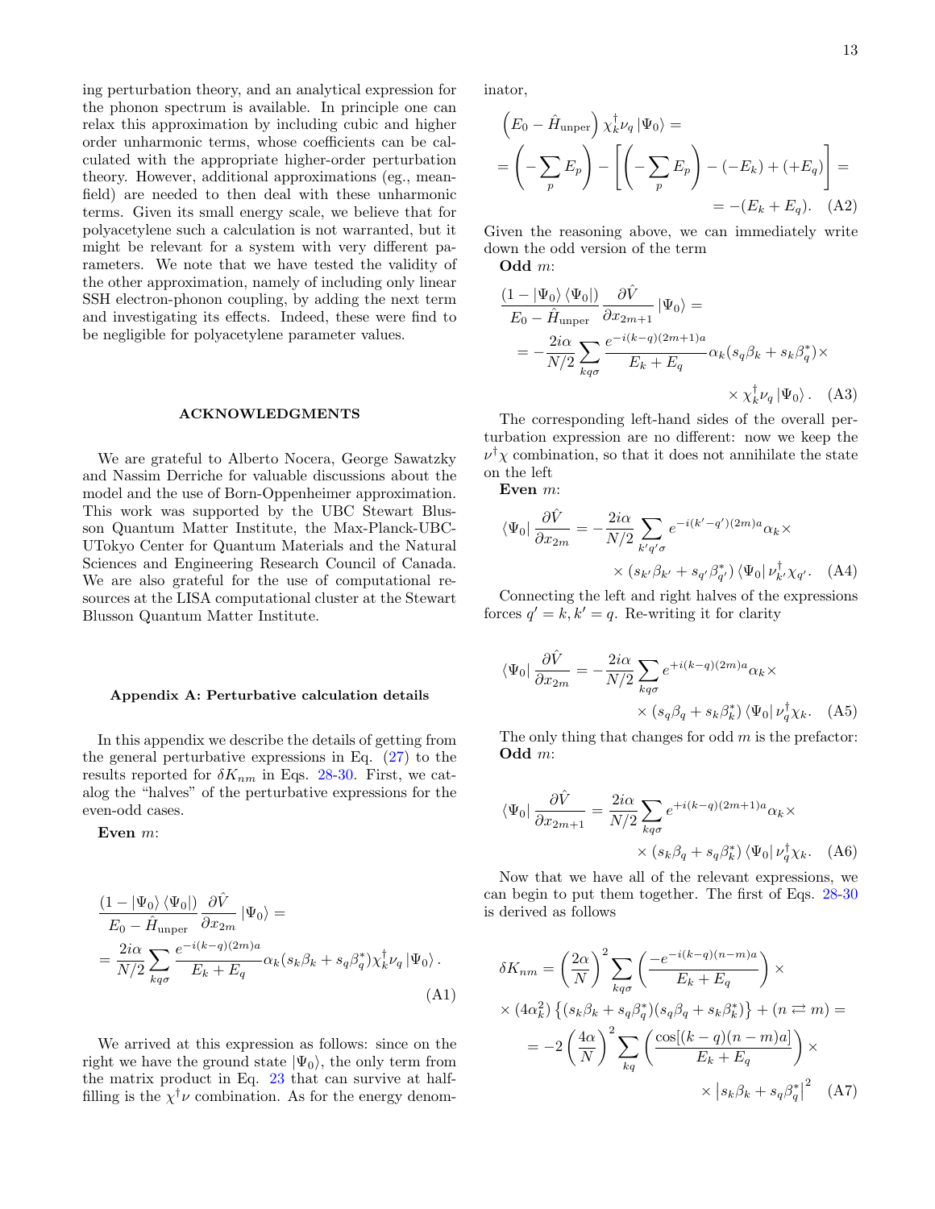ing perturbation theory, and an analytical expression for the phonon spectrum is available. In principle one can relax this approximation by including cubic and higher order unharmonic terms, whose coefficients can be calculated with the appropriate higher-order perturbation theory. However, additional approximations (eg., mean-field) are needed to then deal with these unharmonic terms. Given its small energy scale, we believe that for polyacetylene such a calculation is not warranted, but it might be relevant for a system with very different parameters. We note that we have tested the validity of the other approximation, namely of including only linear SSH electron-phonon coupling, by adding the next term and investigating its effects. Indeed, these were find to be negligible for polyacetylene parameter values.

### ACKNOWLEDGMENTS

We are grateful to Alberto Nocera, George Sawatzky and Nassim Derriche for valuable discussions about the model and the use of Born-Oppenheimer approximation. This work was supported by the UBC Stewart Blusson Quantum Matter Institute, the Max-Planck-UBC-UTokyo Center for Quantum Materials and the Natural Sciences and Engineering Research Council of Canada. We are also grateful for the use of computational resources at the LISA computational cluster at the Stewart Blusson Quantum Matter Institute.

### Appendix A: Perturbative calculation details

In this appendix we describe the details of getting from the general perturbative expressions in Eq. (27) to the results reported for $\delta K_{nm}$ in Eqs. 28-30. First, we catalog the "halves" of the perturbative expressions for the even-odd cases.

**Even** $m$:

$$\frac{(1-|\Psi_0\rangle\langle\Psi_0|)}{E_0-\hat{H}_{\text{unper}}}\frac{\partial\hat{V}}{\partial x_{2m}}|\Psi_0\rangle = \\ =\frac{2i\alpha}{N/2}\sum_{kq\sigma}\frac{e^{-i(k-q)(2m)a}}{E_k+E_q}\alpha_k(s_k\beta_k+s_q\beta_q^*)\chi_k^\dagger\nu_q|\Psi_0\rangle. \tag{A1}$$

We arrived at this expression as follows: since on the right we have the ground state $|\Psi_0\rangle$, the only term from the matrix product in Eq. 23 that can survive at half-filling is the $\chi^\dagger\nu$ combination. As for the energy denominator,

$$\left(E_0-\hat{H}_{\text{unper}}\right)\chi_k^\dagger\nu_q|\Psi_0\rangle = \\ =\left(-\sum_p E_p\right)-\left[\left(-\sum_p E_p\right)-(-E_k)+(+E_q)\right]= \\ =-(E_k+E_q). \tag{A2}$$

Given the reasoning above, we can immediately write down the odd version of the term

**Odd** $m$:

$$\frac{(1-|\Psi_0\rangle\langle\Psi_0|)}{E_0-\hat{H}_{\text{unper}}}\frac{\partial\hat{V}}{\partial x_{2m+1}}|\Psi_0\rangle = \\ =-\frac{2i\alpha}{N/2}\sum_{kq\sigma}\frac{e^{-i(k-q)(2m+1)a}}{E_k+E_q}\alpha_k(s_q\beta_k+s_k\beta_q^*)\times \\ \times\chi_k^\dagger\nu_q|\Psi_0\rangle. \tag{A3}$$

The corresponding left-hand sides of the overall perturbation expression are no different: now we keep the $\nu^\dagger\chi$ combination, so that it does not annihilate the state on the left

**Even** $m$:

$$\langle\Psi_0|\frac{\partial\hat{V}}{\partial x_{2m}} = -\frac{2i\alpha}{N/2}\sum_{k'q'\sigma}e^{-i(k'-q')(2m)a}\alpha_k\times \\ \times(s_{k'}\beta_{k'}+s_{q'}\beta_{q'}^*)\langle\Psi_0|\nu_{k'}^\dagger\chi_{q'}. \tag{A4}$$

Connecting the left and right halves of the expressions forces $q'=k, k'=q$. Re-writing it for clarity

$$\langle\Psi_0|\frac{\partial\hat{V}}{\partial x_{2m}} = -\frac{2i\alpha}{N/2}\sum_{kq\sigma}e^{+i(k-q)(2m)a}\alpha_k\times \\ \times(s_q\beta_q+s_k\beta_k^*)\langle\Psi_0|\nu_q^\dagger\chi_k. \tag{A5}$$

The only thing that changes for odd $m$ is the prefactor:

**Odd** $m$:

$$\langle\Psi_0|\frac{\partial\hat{V}}{\partial x_{2m+1}} = \frac{2i\alpha}{N/2}\sum_{kq\sigma}e^{+i(k-q)(2m+1)a}\alpha_k\times \\ \times(s_k\beta_q+s_q\beta_k^*)\langle\Psi_0|\nu_q^\dagger\chi_k. \tag{A6}$$

Now that we have all of the relevant expressions, we can begin to put them together. The first of Eqs. 28-30 is derived as follows

$$\delta K_{nm} = \left(\frac{2\alpha}{N}\right)^2\sum_{kq\sigma}\left(\frac{-e^{-i(k-q)(n-m)a}}{E_k+E_q}\right)\times \\ \times(4\alpha_k^2)\left\{(s_k\beta_k+s_q\beta_q^*)(s_q\beta_q+s_k\beta_k^*)\right\}+(n\rightleftarrows m)= \\ =-2\left(\frac{4\alpha}{N}\right)^2\sum_{kq}\left(\frac{\cos[(k-q)(n-m)a]}{E_k+E_q}\right)\times \\ \times\left|s_k\beta_k+s_q\beta_q^*\right|^2 \tag{A7}$$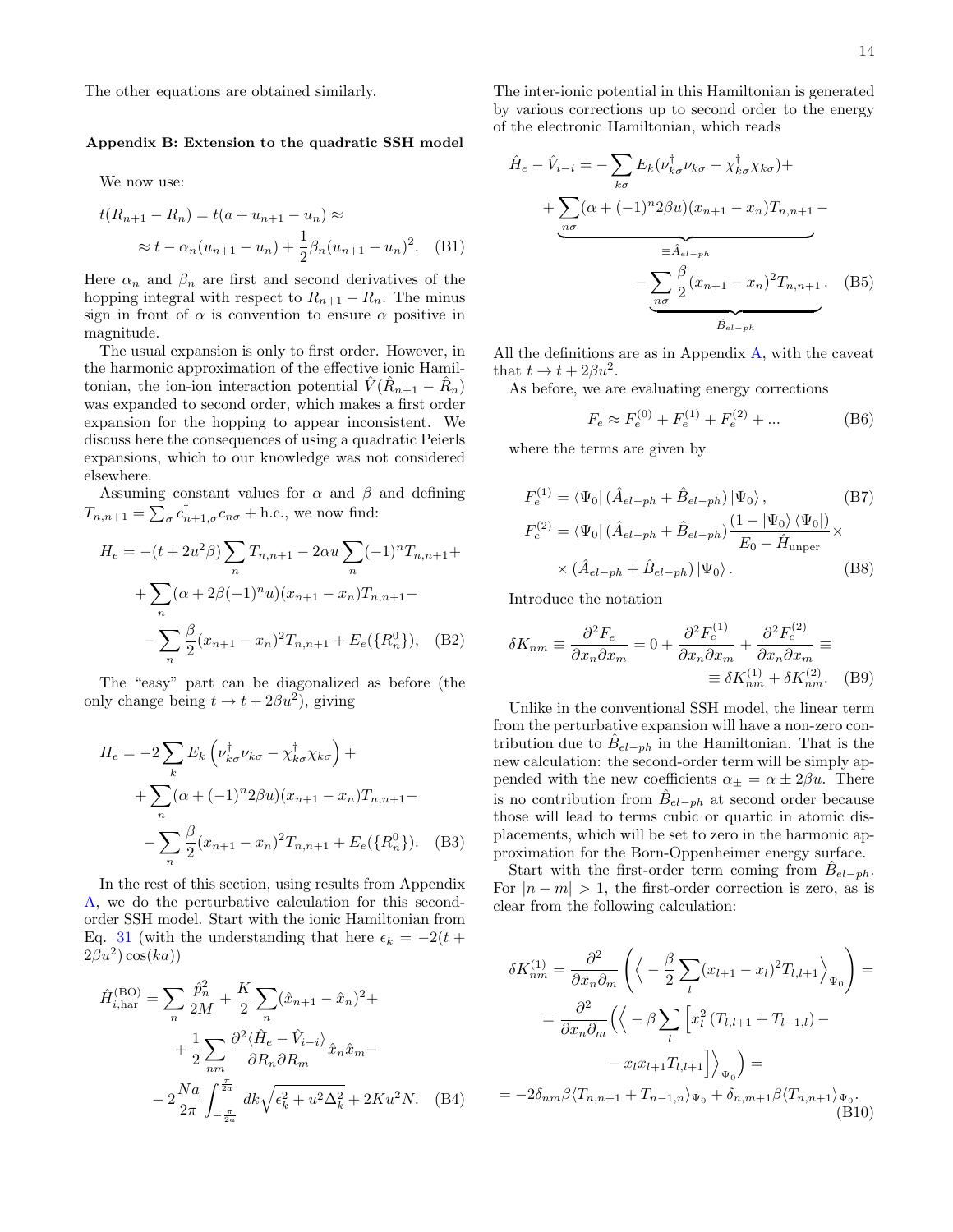The other equations are obtained similarly.

### Appendix B: Extension to the quadratic SSH model

We now use:

$$
\begin{aligned}
t(R_{n+1} - R_n) = t(a + u_{n+1} - u_n) \approx \\
\approx t - \alpha_n(u_{n+1} - u_n) + \frac{1}{2}\beta_n(u_{n+1} - u_n)^2.
\end{aligned} \tag{B1}
$$

Here $\alpha_n$ and $\beta_n$ are first and second derivatives of the hopping integral with respect to $R_{n+1} - R_n$. The minus sign in front of $\alpha$ is convention to ensure $\alpha$ positive in magnitude.

The usual expansion is only to first order. However, in the harmonic approximation of the effective ionic Hamiltonian, the ion-ion interaction potential $\hat{V}(\hat{R}_{n+1} - \hat{R}_n)$ was expanded to second order, which makes a first order expansion for the hopping to appear inconsistent. We discuss here the consequences of using a quadratic Peierls expansions, which to our knowledge was not considered elsewhere.

Assuming constant values for $\alpha$ and $\beta$ and defining $T_{n,n+1} = \sum_\sigma c^\dagger_{n+1,\sigma} c_{n\sigma} + \text{h.c.}$, we now find:

$$
\begin{aligned}
H_e = -(t + 2u^2\beta)\sum_n T_{n,n+1} - 2\alpha u \sum_n (-1)^n T_{n,n+1} + \\
+ \sum_n (\alpha + 2\beta(-1)^n u)(x_{n+1} - x_n) T_{n,n+1} - \\
- \sum_n \frac{\beta}{2}(x_{n+1} - x_n)^2 T_{n,n+1} + E_e(\{R^0_n\}),
\end{aligned} \tag{B2}
$$

The "easy" part can be diagonalized as before (the only change being $t \to t + 2\beta u^2$), giving

$$
\begin{aligned}
H_e = -2\sum_k E_k \left(\nu^\dagger_{k\sigma}\nu_{k\sigma} - \chi^\dagger_{k\sigma}\chi_{k\sigma}\right) + \\
+ \sum_n (\alpha + (-1)^n 2\beta u)(x_{n+1} - x_n) T_{n,n+1} - \\
- \sum_n \frac{\beta}{2}(x_{n+1} - x_n)^2 T_{n,n+1} + E_e(\{R^0_n\}).
\end{aligned} \tag{B3}
$$

In the rest of this section, using results from Appendix A, we do the perturbative calculation for this second-order SSH model. Start with the ionic Hamiltonian from Eq. 31 (with the understanding that here $\epsilon_k = -2(t + 2\beta u^2)\cos(ka)$)

$$
\begin{aligned}
\hat{H}^{(\mathrm{BO})}_{i,\mathrm{har}} = \sum_n \frac{\hat{p}^2_n}{2M} + \frac{K}{2}\sum_n (\hat{x}_{n+1} - \hat{x}_n)^2 + \\
+ \frac{1}{2}\sum_{nm} \frac{\partial^2 \langle \hat{H}_e - \hat{V}_{i-i}\rangle}{\partial R_n \partial R_m}\hat{x}_n\hat{x}_m - \\
- 2\frac{Na}{2\pi}\int_{-\frac{\pi}{2a}}^{\frac{\pi}{2a}} dk \sqrt{\epsilon^2_k + u^2\Delta^2_k} + 2Ku^2 N.
\end{aligned} \tag{B4}
$$

The inter-ionic potential in this Hamiltonian is generated by various corrections up to second order to the energy of the electronic Hamiltonian, which reads

$$
\begin{aligned}
\hat{H}_e - \hat{V}_{i-i} = -\sum_{k\sigma} E_k(\nu^\dagger_{k\sigma}\nu_{k\sigma} - \chi^\dagger_{k\sigma}\chi_{k\sigma}) + \\
+ \underbrace{\sum_{n\sigma}(\alpha + (-1)^n 2\beta u)(x_{n+1} - x_n)T_{n,n+1}}_{\equiv \hat{A}_{el-ph}} - \\
- \underbrace{\sum_{n\sigma}\frac{\beta}{2}(x_{n+1} - x_n)^2 T_{n,n+1}}_{\hat{B}_{el-ph}}.
\end{aligned} \tag{B5}
$$

All the definitions are as in Appendix A, with the caveat that $t \to t + 2\beta u^2$.

As before, we are evaluating energy corrections

$$
F_e \approx F^{(0)}_e + F^{(1)}_e + F^{(2)}_e + ... \tag{B6}
$$

where the terms are given by

$$
F^{(1)}_e = \langle \Psi_0 | (\hat{A}_{el-ph} + \hat{B}_{el-ph}) | \Psi_0 \rangle, \tag{B7}
$$

$$
\begin{aligned}
F^{(2)}_e = \langle \Psi_0 | (\hat{A}_{el-ph} + \hat{B}_{el-ph}) \frac{(1 - |\Psi_0\rangle\langle\Psi_0|)}{E_0 - \hat{H}_{\mathrm{unper}}} \times \\
\times (\hat{A}_{el-ph} + \hat{B}_{el-ph}) | \Psi_0 \rangle.
\end{aligned} \tag{B8}
$$

Introduce the notation

$$
\begin{aligned}
\delta K_{nm} \equiv \frac{\partial^2 F_e}{\partial x_n \partial x_m} = 0 + \frac{\partial^2 F^{(1)}_e}{\partial x_n \partial x_m} + \frac{\partial^2 F^{(2)}_e}{\partial x_n \partial x_m} \equiv \\
\equiv \delta K^{(1)}_{nm} + \delta K^{(2)}_{nm}.
\end{aligned} \tag{B9}
$$

Unlike in the conventional SSH model, the linear term from the perturbative expansion will have a non-zero contribution due to $\hat{B}_{el-ph}$ in the Hamiltonian. That is the new calculation: the second-order term will be simply appended with the new coefficients $\alpha_\pm = \alpha \pm 2\beta u$. There is no contribution from $\hat{B}_{el-ph}$ at second order because those will lead to terms cubic or quartic in atomic displacements, which will be set to zero in the harmonic approximation for the Born-Oppenheimer energy surface.

Start with the first-order term coming from $\hat{B}_{el-ph}$. For $|n - m| > 1$, the first-order correction is zero, as is clear from the following calculation:

$$
\begin{aligned}
\delta K^{(1)}_{nm} = \frac{\partial^2}{\partial x_n \partial_m}\left(\Big\langle -\frac{\beta}{2}\sum_l (x_{l+1} - x_l)^2 T_{l,l+1}\Big\rangle_{\Psi_0}\right) = \\
= \frac{\partial^2}{\partial x_n \partial_m}\Big(\Big\langle -\beta\sum_l \Big[x^2_l\,(T_{l,l+1} + T_{l-1,l}) - \\
- x_l x_{l+1} T_{l,l+1}\Big]\Big\rangle_{\Psi_0}\Big) = \\
= -2\delta_{nm}\beta\langle T_{n,n+1} + T_{n-1,n}\rangle_{\Psi_0} + \delta_{n,m+1}\beta\langle T_{n,n+1}\rangle_{\Psi_0}.
\end{aligned} \tag{B10}
$$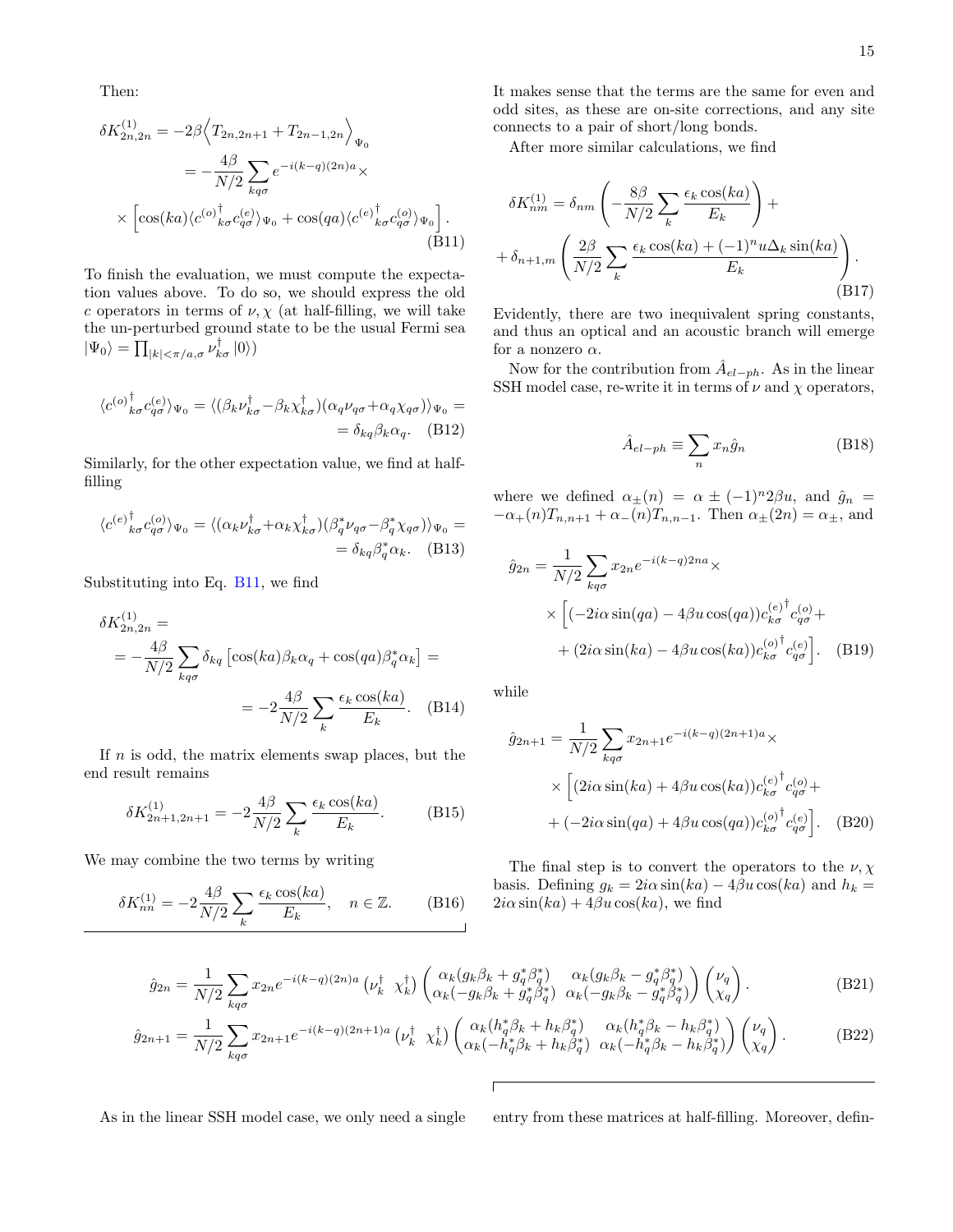Then:

$$\delta K^{(1)}_{2n,2n} = -2\beta\Big\langle T_{2n,2n+1} + T_{2n-1,2n}\Big\rangle_{\Psi_0}$$
$$= -\frac{4\beta}{N/2}\sum_{kq\sigma} e^{-i(k-q)(2n)a}\times$$
$$\times\left[\cos(ka)\langle {c^{(o)}}^\dagger_{k\sigma} c^{(e)}_{q\sigma}\rangle_{\Psi_0} + \cos(qa)\langle {c^{(e)}}^\dagger_{k\sigma} c^{(o)}_{q\sigma}\rangle_{\Psi_0}\right]. \quad \text{(B11)}$$

To finish the evaluation, we must compute the expectation values above. To do so, we should express the old $c$ operators in terms of $\nu,\chi$ (at half-filling, we will take the un-perturbed ground state to be the usual Fermi sea $|\Psi_0\rangle = \prod_{|k|<\pi/a,\sigma}\nu^\dagger_{k\sigma}|0\rangle$)

$$\langle {c^{(o)}}^\dagger_{k\sigma} c^{(e)}_{q\sigma}\rangle_{\Psi_0} = \langle(\beta_k\nu^\dagger_{k\sigma} - \beta_k\chi^\dagger_{k\sigma})(\alpha_q\nu_{q\sigma} + \alpha_q\chi_{q\sigma})\rangle_{\Psi_0} =$$
$$= \delta_{kq}\beta_k\alpha_q. \quad \text{(B12)}$$

Similarly, for the other expectation value, we find at half-filling

$$\langle {c^{(e)}}^\dagger_{k\sigma} c^{(o)}_{q\sigma}\rangle_{\Psi_0} = \langle(\alpha_k\nu^\dagger_{k\sigma} + \alpha_k\chi^\dagger_{k\sigma})(\beta^*_q\nu_{q\sigma} - \beta^*_q\chi_{q\sigma})\rangle_{\Psi_0} =$$
$$= \delta_{kq}\beta^*_q\alpha_k. \quad \text{(B13)}$$

Substituting into Eq. B11, we find

$$\delta K^{(1)}_{2n,2n} =$$
$$= -\frac{4\beta}{N/2}\sum_{kq\sigma}\delta_{kq}\left[\cos(ka)\beta_k\alpha_q + \cos(qa)\beta^*_q\alpha_k\right] =$$
$$= -2\frac{4\beta}{N/2}\sum_k \frac{\epsilon_k\cos(ka)}{E_k}. \quad \text{(B14)}$$

If $n$ is odd, the matrix elements swap places, but the end result remains

$$\delta K^{(1)}_{2n+1,2n+1} = -2\frac{4\beta}{N/2}\sum_k\frac{\epsilon_k\cos(ka)}{E_k}. \quad \text{(B15)}$$

We may combine the two terms by writing

$$\delta K^{(1)}_{nn} = -2\frac{4\beta}{N/2}\sum_k\frac{\epsilon_k\cos(ka)}{E_k}, \quad n\in\mathbb{Z}. \quad \text{(B16)}$$

It makes sense that the terms are the same for even and odd sites, as these are on-site corrections, and any site connects to a pair of short/long bonds.

After more similar calculations, we find

$$\delta K^{(1)}_{nm} = \delta_{nm}\left(-\frac{8\beta}{N/2}\sum_k\frac{\epsilon_k\cos(ka)}{E_k}\right) +$$
$$+\,\delta_{n+1,m}\left(\frac{2\beta}{N/2}\sum_k\frac{\epsilon_k\cos(ka) + (-1)^n u\Delta_k\sin(ka)}{E_k}\right). \quad \text{(B17)}$$

Evidently, there are two inequivalent spring constants, and thus an optical and an acoustic branch will emerge for a nonzero $\alpha$.

Now for the contribution from $\hat{A}_{el-ph}$. As in the linear SSH model case, re-write it in terms of $\nu$ and $\chi$ operators,

$$\hat{A}_{el-ph} \equiv \sum_n x_n\hat{g}_n \quad \text{(B18)}$$

where we defined $\alpha_\pm(n) = \alpha \pm (-1)^n 2\beta u$, and $\hat{g}_n = -\alpha_+(n)T_{n,n+1} + \alpha_-(n)T_{n,n-1}$. Then $\alpha_\pm(2n) = \alpha_\pm$, and

$$\hat{g}_{2n} = \frac{1}{N/2}\sum_{kq\sigma} x_{2n}e^{-i(k-q)2na}\times$$
$$\times\Big[(-2i\alpha\sin(qa) - 4\beta u\cos(qa)){c^{(e)}}^\dagger_{k\sigma}c^{(o)}_{q\sigma} +$$
$$+\,(2i\alpha\sin(ka) - 4\beta u\cos(ka)){c^{(o)}}^\dagger_{k\sigma}c^{(e)}_{q\sigma}\Big]. \quad \text{(B19)}$$

while

$$\hat{g}_{2n+1} = \frac{1}{N/2}\sum_{kq\sigma} x_{2n+1}e^{-i(k-q)(2n+1)a}\times$$
$$\times\Big[(2i\alpha\sin(ka) + 4\beta u\cos(ka)){c^{(e)}}^\dagger_{k\sigma}c^{(o)}_{q\sigma} +$$
$$+\,(-2i\alpha\sin(qa) + 4\beta u\cos(qa)){c^{(o)}}^\dagger_{k\sigma}c^{(e)}_{q\sigma}\Big]. \quad \text{(B20)}$$

The final step is to convert the operators to the $\nu,\chi$ basis. Defining $g_k = 2i\alpha\sin(ka) - 4\beta u\cos(ka)$ and $h_k = 2i\alpha\sin(ka) + 4\beta u\cos(ka)$, we find

$$\hat{g}_{2n} = \frac{1}{N/2}\sum_{kq\sigma} x_{2n}e^{-i(k-q)(2n)a}\begin{pmatrix}\nu^\dagger_k & \chi^\dagger_k\end{pmatrix}\begin{pmatrix}\alpha_k(g_k\beta_k + g^*_q\beta^*_q) & \alpha_k(g_k\beta_k - g^*_q\beta^*_q)\\ \alpha_k(-g_k\beta_k + g^*_q\beta^*_q) & \alpha_k(-g_k\beta_k - g^*_q\beta^*_q)\end{pmatrix}\begin{pmatrix}\nu_q\\ \chi_q\end{pmatrix}. \quad \text{(B21)}$$

$$\hat{g}_{2n+1} = \frac{1}{N/2}\sum_{kq\sigma} x_{2n+1}e^{-i(k-q)(2n+1)a}\begin{pmatrix}\nu^\dagger_k & \chi^\dagger_k\end{pmatrix}\begin{pmatrix}\alpha_k(h^*_q\beta_k + h_k\beta^*_q) & \alpha_k(h^*_q\beta_k - h_k\beta^*_q)\\ \alpha_k(-h^*_q\beta_k + h_k\beta^*_q) & \alpha_k(-h^*_q\beta_k - h_k\beta^*_q)\end{pmatrix}\begin{pmatrix}\nu_q\\ \chi_q\end{pmatrix}. \quad \text{(B22)}$$

As in the linear SSH model case, we only need a single entry from these matrices at half-filling. Moreover, defin-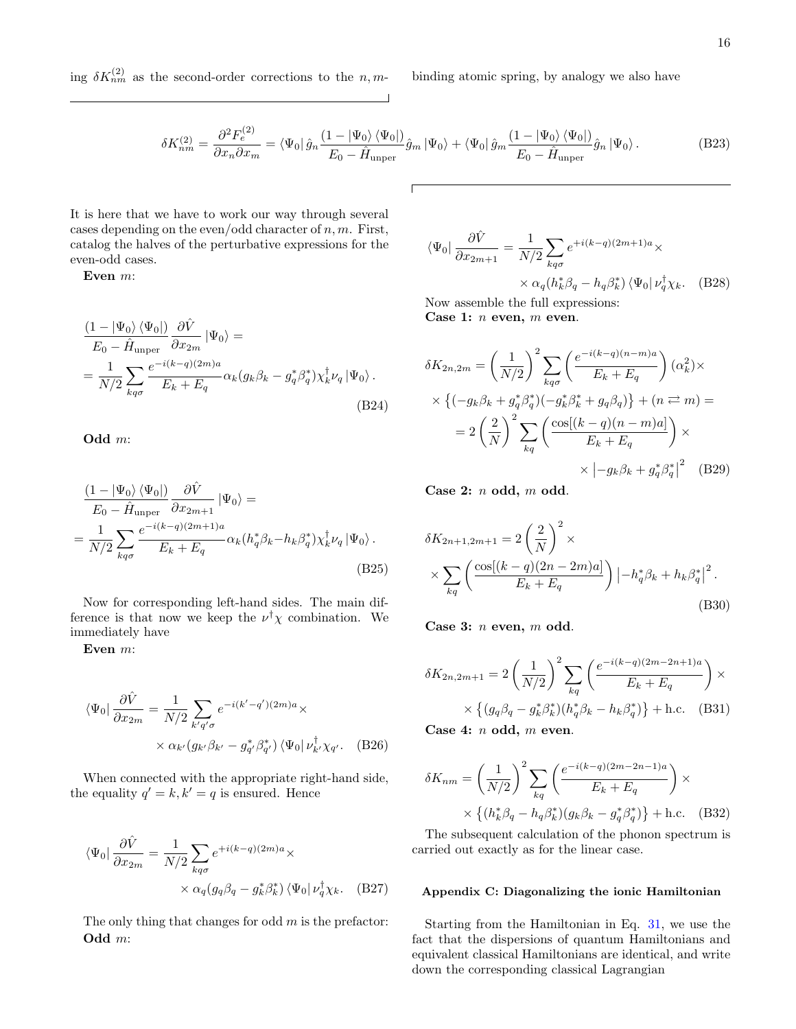ing $\delta K^{(2)}_{nm}$ as the second-order corrections to the $n,m$-binding atomic spring, by analogy we also have

$$\delta K^{(2)}_{nm} = \frac{\partial^2 F^{(2)}_e}{\partial x_n \partial x_m} = \langle\Psi_0|\,\hat{g}_n \frac{(1-|\Psi_0\rangle\langle\Psi_0|)}{E_0 - \hat{H}_{\rm unper}} \hat{g}_m |\Psi_0\rangle + \langle\Psi_0|\,\hat{g}_m \frac{(1-|\Psi_0\rangle\langle\Psi_0|)}{E_0 - \hat{H}_{\rm unper}} \hat{g}_n |\Psi_0\rangle. \tag{B23}$$

It is here that we have to work our way through several cases depending on the even/odd character of $n, m$. First, catalog the halves of the perturbative expressions for the even-odd cases.

**Even** $m$:

$$\frac{(1-|\Psi_0\rangle\langle\Psi_0|)}{E_0 - \hat{H}_{\rm unper}} \frac{\partial \hat{V}}{\partial x_{2m}} |\Psi_0\rangle = = \frac{1}{N/2} \sum_{kq\sigma} \frac{e^{-i(k-q)(2m)a}}{E_k + E_q} \alpha_k (g_k \beta_k - g^*_q \beta^*_q) \chi^\dagger_k \nu_q |\Psi_0\rangle. \tag{B24}$$

**Odd** $m$:

$$\frac{(1-|\Psi_0\rangle\langle\Psi_0|)}{E_0 - \hat{H}_{\rm unper}} \frac{\partial \hat{V}}{\partial x_{2m+1}} |\Psi_0\rangle = = \frac{1}{N/2} \sum_{kq\sigma} \frac{e^{-i(k-q)(2m+1)a}}{E_k + E_q} \alpha_k (h^*_q \beta_k - h_k \beta^*_q) \chi^\dagger_k \nu_q |\Psi_0\rangle. \tag{B25}$$

Now for corresponding left-hand sides. The main difference is that now we keep the $\nu^\dagger\chi$ combination. We immediately have

**Even** $m$:

$$\langle\Psi_0| \frac{\partial \hat{V}}{\partial x_{2m}} = \frac{1}{N/2} \sum_{k'q'\sigma} e^{-i(k'-q')(2m)a} \times \times\, \alpha_{k'} (g_{k'} \beta_{k'} - g^*_{q'} \beta^*_{q'}) \langle\Psi_0|\, \nu^\dagger_{k'} \chi_{q'}. \tag{B26}$$

When connected with the appropriate right-hand side, the equality $q' = k, k' = q$ is ensured. Hence

$$\langle\Psi_0| \frac{\partial \hat{V}}{\partial x_{2m}} = \frac{1}{N/2} \sum_{kq\sigma} e^{+i(k-q)(2m)a} \times \times\, \alpha_q (g_q \beta_q - g^*_k \beta^*_k) \langle\Psi_0|\, \nu^\dagger_q \chi_k. \tag{B27}$$

The only thing that changes for odd $m$ is the prefactor:

**Odd** $m$:

$$\langle\Psi_0| \frac{\partial \hat{V}}{\partial x_{2m+1}} = \frac{1}{N/2} \sum_{kq\sigma} e^{+i(k-q)(2m+1)a} \times \times\, \alpha_q (h^*_k \beta_q - h_q \beta^*_k) \langle\Psi_0|\, \nu^\dagger_q \chi_k. \tag{B28}$$

Now assemble the full expressions:

**Case 1: $n$ even, $m$ even**.

$$\delta K_{2n,2m} = \left(\frac{1}{N/2}\right)^2 \sum_{kq\sigma} \left(\frac{e^{-i(k-q)(n-m)a}}{E_k + E_q}\right) (\alpha^2_k) \times \times \left\{(-g_k \beta_k + g^*_q \beta^*_q)(-g^*_k \beta^*_k + g_q \beta_q)\right\} + (n \rightleftarrows m) = = 2\left(\frac{2}{N}\right)^2 \sum_{kq} \left(\frac{\cos[(k-q)(n-m)a]}{E_k + E_q}\right) \times \times \left|-g_k \beta_k + g^*_q \beta^*_q\right|^2 \tag{B29}$$

**Case 2: $n$ odd, $m$ odd**.

$$\delta K_{2n+1,2m+1} = 2\left(\frac{2}{N}\right)^2 \times \times \sum_{kq} \left(\frac{\cos[(k-q)(2n-2m)a]}{E_k + E_q}\right) \left|-h^*_q \beta_k + h_k \beta^*_q\right|^2. \tag{B30}$$

**Case 3: $n$ even, $m$ odd**.

$$\delta K_{2n,2m+1} = 2\left(\frac{1}{N/2}\right)^2 \sum_{kq} \left(\frac{e^{-i(k-q)(2m-2n+1)a}}{E_k + E_q}\right) \times \times \left\{(g_q \beta_q - g^*_k \beta^*_k)(h^*_q \beta_k - h_k \beta^*_q)\right\} + \text{h.c.} \tag{B31}$$

**Case 4: $n$ odd, $m$ even**.

$$\delta K_{nm} = \left(\frac{1}{N/2}\right)^2 \sum_{kq} \left(\frac{e^{-i(k-q)(2m-2n-1)a}}{E_k + E_q}\right) \times \times \left\{(h^*_k \beta_q - h_q \beta^*_k)(g_k \beta_k - g^*_q \beta^*_q)\right\} + \text{h.c.} \tag{B32}$$

The subsequent calculation of the phonon spectrum is carried out exactly as for the linear case.

## Appendix C: Diagonalizing the ionic Hamiltonian

Starting from the Hamiltonian in Eq. 31, we use the fact that the dispersions of quantum Hamiltonians and equivalent classical Hamiltonians are identical, and write down the corresponding classical Lagrangian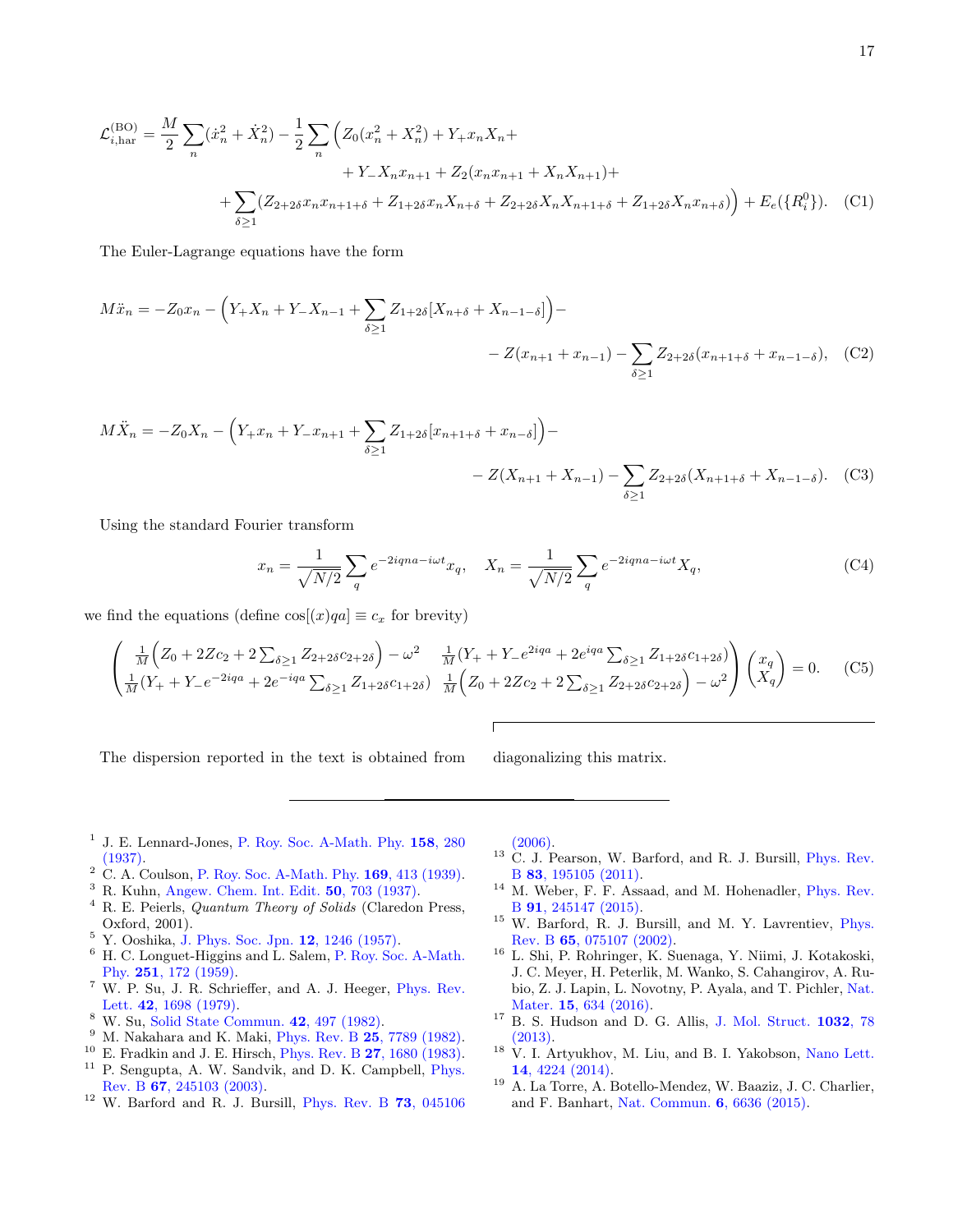$$\mathcal{L}^{(\mathrm{BO})}_{i,\mathrm{har}} = \frac{M}{2}\sum_n (\dot{x}_n^2 + \dot{X}_n^2) - \frac{1}{2}\sum_n \Big( Z_0(x_n^2 + X_n^2) + Y_+ x_n X_n + \\ + Y_- X_n x_{n+1} + Z_2(x_n x_{n+1} + X_n X_{n+1}) + \\ + \sum_{\delta\geq 1}(Z_{2+2\delta} x_n x_{n+1+\delta} + Z_{1+2\delta} x_n X_{n+\delta} + Z_{2+2\delta} X_n X_{n+1+\delta} + Z_{1+2\delta} X_n x_{n+\delta})\Big) + E_e(\{R_i^0\}). \quad \text{(C1)}$$

The Euler-Lagrange equations have the form

$$M\ddot{x}_n = -Z_0 x_n - \Big( Y_+ X_n + Y_- X_{n-1} + \sum_{\delta\geq 1} Z_{1+2\delta}[X_{n+\delta} + X_{n-1-\delta}]\Big) - \\ - Z(x_{n+1} + x_{n-1}) - \sum_{\delta\geq 1} Z_{2+2\delta}(x_{n+1+\delta} + x_{n-1-\delta}), \quad \text{(C2)}$$

$$M\ddot{X}_n = -Z_0 X_n - \Big( Y_+ x_n + Y_- x_{n+1} + \sum_{\delta\geq 1} Z_{1+2\delta}[x_{n+1+\delta} + x_{n-\delta}]\Big) - \\ - Z(X_{n+1} + X_{n-1}) - \sum_{\delta\geq 1} Z_{2+2\delta}(X_{n+1+\delta} + X_{n-1-\delta}). \quad \text{(C3)}$$

Using the standard Fourier transform

$$x_n = \frac{1}{\sqrt{N/2}}\sum_q e^{-2iqna - i\omega t} x_q, \quad X_n = \frac{1}{\sqrt{N/2}}\sum_q e^{-2iqna - i\omega t} X_q, \quad \text{(C4)}$$

we find the equations (define $\cos[(x)qa] \equiv c_x$ for brevity)

$$\begin{pmatrix} \frac{1}{M}\Big(Z_0 + 2Zc_2 + 2\sum_{\delta\geq 1} Z_{2+2\delta} c_{2+2\delta}\Big) - \omega^2 & \frac{1}{M}(Y_+ + Y_- e^{2iqa} + 2e^{iqa}\sum_{\delta\geq 1} Z_{1+2\delta} c_{1+2\delta}) \\ \frac{1}{M}(Y_+ + Y_- e^{-2iqa} + 2e^{-iqa}\sum_{\delta\geq 1} Z_{1+2\delta} c_{1+2\delta}) & \frac{1}{M}\Big(Z_0 + 2Zc_2 + 2\sum_{\delta\geq 1} Z_{2+2\delta} c_{2+2\delta}\Big) - \omega^2 \end{pmatrix} \begin{pmatrix} x_q \\ X_q \end{pmatrix} = 0. \quad \text{(C5)}$$

The dispersion reported in the text is obtained from diagonalizing this matrix.

---

[1] J. E. Lennard-Jones, P. Roy. Soc. A-Math. Phy. **158**, 280 (1937).
[2] C. A. Coulson, P. Roy. Soc. A-Math. Phy. **169**, 413 (1939).
[3] R. Kuhn, Angew. Chem. Int. Edit. **50**, 703 (1937).
[4] R. E. Peierls, *Quantum Theory of Solids* (Claredon Press, Oxford, 2001).
[5] Y. Ooshika, J. Phys. Soc. Jpn. **12**, 1246 (1957).
[6] H. C. Longuet-Higgins and L. Salem, P. Roy. Soc. A-Math. Phy. **251**, 172 (1959).
[7] W. P. Su, J. R. Schrieffer, and A. J. Heeger, Phys. Rev. Lett. **42**, 1698 (1979).
[8] W. Su, Solid State Commun. **42**, 497 (1982).
[9] M. Nakahara and K. Maki, Phys. Rev. B **25**, 7789 (1982).
[10] E. Fradkin and J. E. Hirsch, Phys. Rev. B **27**, 1680 (1983).
[11] P. Sengupta, A. W. Sandvik, and D. K. Campbell, Phys. Rev. B **67**, 245103 (2003).
[12] W. Barford and R. J. Bursill, Phys. Rev. B **73**, 045106 (2006).
[13] C. J. Pearson, W. Barford, and R. J. Bursill, Phys. Rev. B **83**, 195105 (2011).
[14] M. Weber, F. F. Assaad, and M. Hohenadler, Phys. Rev. B **91**, 245147 (2015).
[15] W. Barford, R. J. Bursill, and M. Y. Lavrentiev, Phys. Rev. B **65**, 075107 (2002).
[16] L. Shi, P. Rohringer, K. Suenaga, Y. Niimi, J. Kotakoski, J. C. Meyer, H. Peterlik, M. Wanko, S. Cahangirov, A. Rubio, Z. J. Lapin, L. Novotny, P. Ayala, and T. Pichler, Nat. Mater. **15**, 634 (2016).
[17] B. S. Hudson and D. G. Allis, J. Mol. Struct. **1032**, 78 (2013).
[18] V. I. Artyukhov, M. Liu, and B. I. Yakobson, Nano Lett. **14**, 4224 (2014).
[19] A. La Torre, A. Botello-Mendez, W. Baaziz, J. C. Charlier, and F. Banhart, Nat. Commun. **6**, 6636 (2015).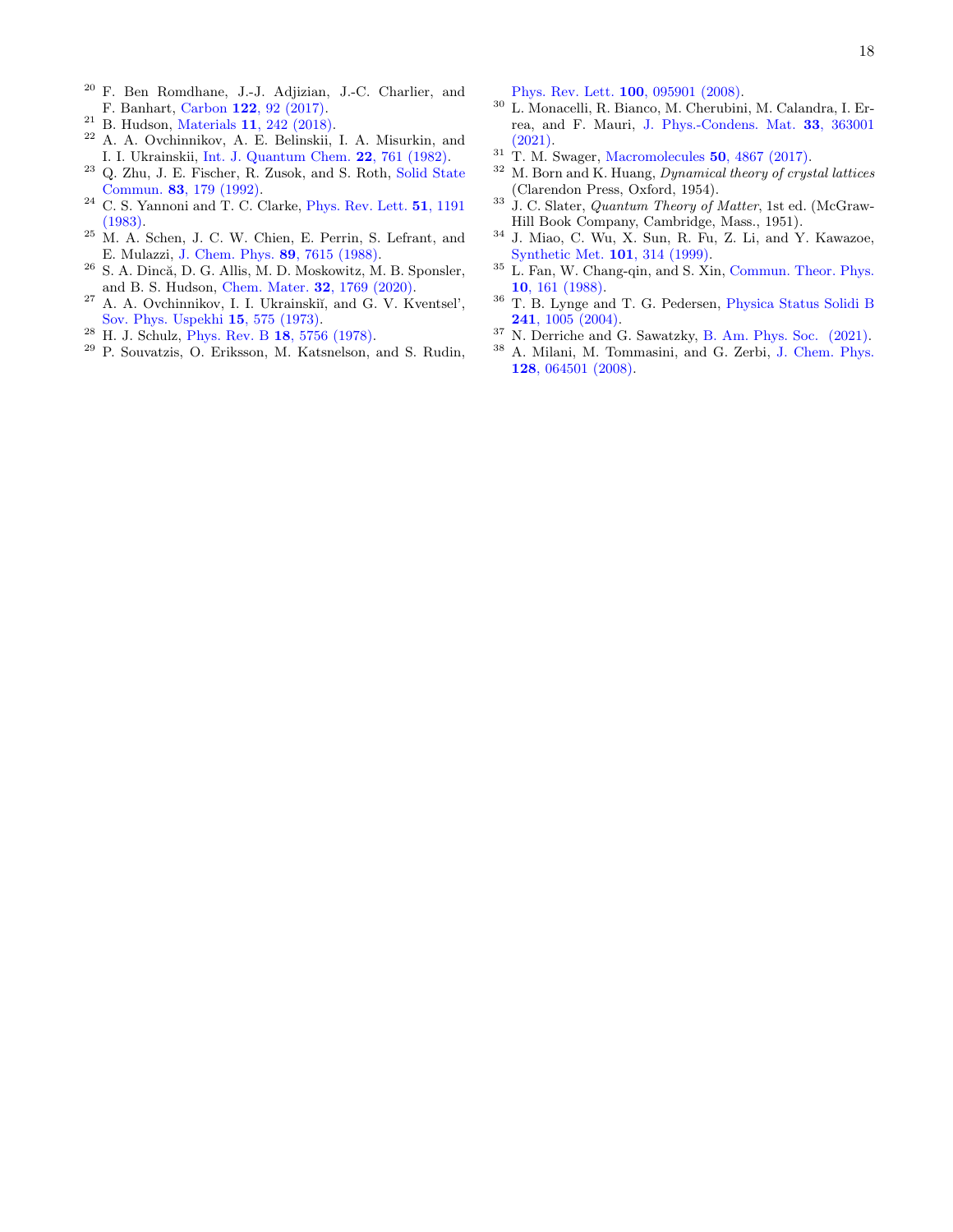[20] F. Ben Romdhane, J.-J. Adjizian, J.-C. Charlier, and F. Banhart, Carbon **122**, 92 (2017).

[21] B. Hudson, Materials **11**, 242 (2018).

[22] A. A. Ovchinnikov, A. E. Belinskii, I. A. Misurkin, and I. I. Ukrainskii, Int. J. Quantum Chem. **22**, 761 (1982).

[23] Q. Zhu, J. E. Fischer, R. Zusok, and S. Roth, Solid State Commun. **83**, 179 (1992).

[24] C. S. Yannoni and T. C. Clarke, Phys. Rev. Lett. **51**, 1191 (1983).

[25] M. A. Schen, J. C. W. Chien, E. Perrin, S. Lefrant, and E. Mulazzi, J. Chem. Phys. **89**, 7615 (1988).

[26] S. A. Dincă, D. G. Allis, M. D. Moskowitz, M. B. Sponsler, and B. S. Hudson, Chem. Mater. **32**, 1769 (2020).

[27] A. A. Ovchinnikov, I. I. Ukrainskiĭ, and G. V. Kventsel', Sov. Phys. Uspekhi **15**, 575 (1973).

[28] H. J. Schulz, Phys. Rev. B **18**, 5756 (1978).

[29] P. Souvatzis, O. Eriksson, M. Katsnelson, and S. Rudin, Phys. Rev. Lett. **100**, 095901 (2008).

[30] L. Monacelli, R. Bianco, M. Cherubini, M. Calandra, I. Errea, and F. Mauri, J. Phys.-Condens. Mat. **33**, 363001 (2021).

[31] T. M. Swager, Macromolecules **50**, 4867 (2017).

[32] M. Born and K. Huang, *Dynamical theory of crystal lattices* (Clarendon Press, Oxford, 1954).

[33] J. C. Slater, *Quantum Theory of Matter*, 1st ed. (McGraw-Hill Book Company, Cambridge, Mass., 1951).

[34] J. Miao, C. Wu, X. Sun, R. Fu, Z. Li, and Y. Kawazoe, Synthetic Met. **101**, 314 (1999).

[35] L. Fan, W. Chang-qin, and S. Xin, Commun. Theor. Phys. **10**, 161 (1988).

[36] T. B. Lynge and T. G. Pedersen, Physica Status Solidi B **241**, 1005 (2004).

[37] N. Derriche and G. Sawatzky, B. Am. Phys. Soc. (2021).

[38] A. Milani, M. Tommasini, and G. Zerbi, J. Chem. Phys. **128**, 064501 (2008).